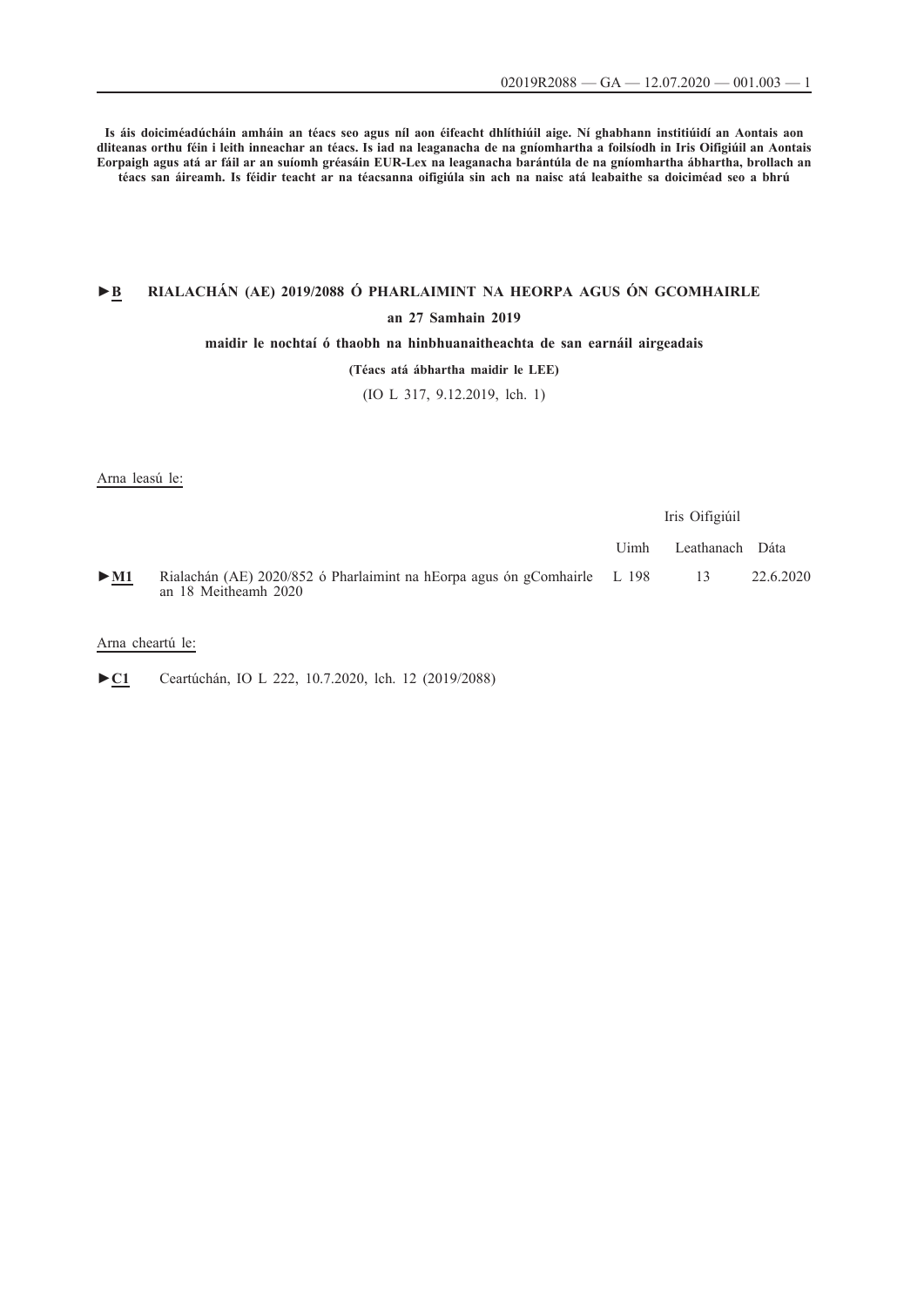**Is áis doiciméadúcháin amháin an téacs seo agus níl aon éifeacht dhlíthiúil aige. Ní ghabhann institiúidí an Aontais aon dliteanas orthu féin i leith inneachar an téacs. Is iad na leaganacha de na gníomhartha a foilsíodh in Iris Oifigiúil an Aontais Eorpaigh agus atá ar fáil ar an suíomh gréasáin EUR-Lex na leaganacha barántúla de na gníomhartha ábhartha, brollach an téacs san áireamh. Is féidir teacht ar na téacsanna oifigiúla sin ach na naisc atá leabaithe sa doiciméad seo a bhrú**

# ►B RIALACHÁN (AE) 2019/2088 Ó PHARLAIMINT NA HEORPA AGUS ÓN GCOMHAIRLE

## an 27 Samhain 2019

## maidir le nochtaí ó thaobh na hinbhuanaitheachta de san earnáil airgeadais

**(Téacs atá ábhartha maidir le LEE)**

(IO L 317, 9.12.2019, lch. 1)

Arna leasú le:

| | | Iris Oifigiúil | | |
|---|---|---|---|---|
| | | Uimh | Leathanach | Dáta |
| ►M1 | Rialachán (AE) 2020/852 ó Pharlaimint na hEorpa agus ón gComhairle an 18 Meitheamh 2020 | L 198 | 13 | 22.6.2020 |

Arna cheartú le:

►C1 Ceartúchán, IO L 222, 10.7.2020, lch. 12 (2019/2088)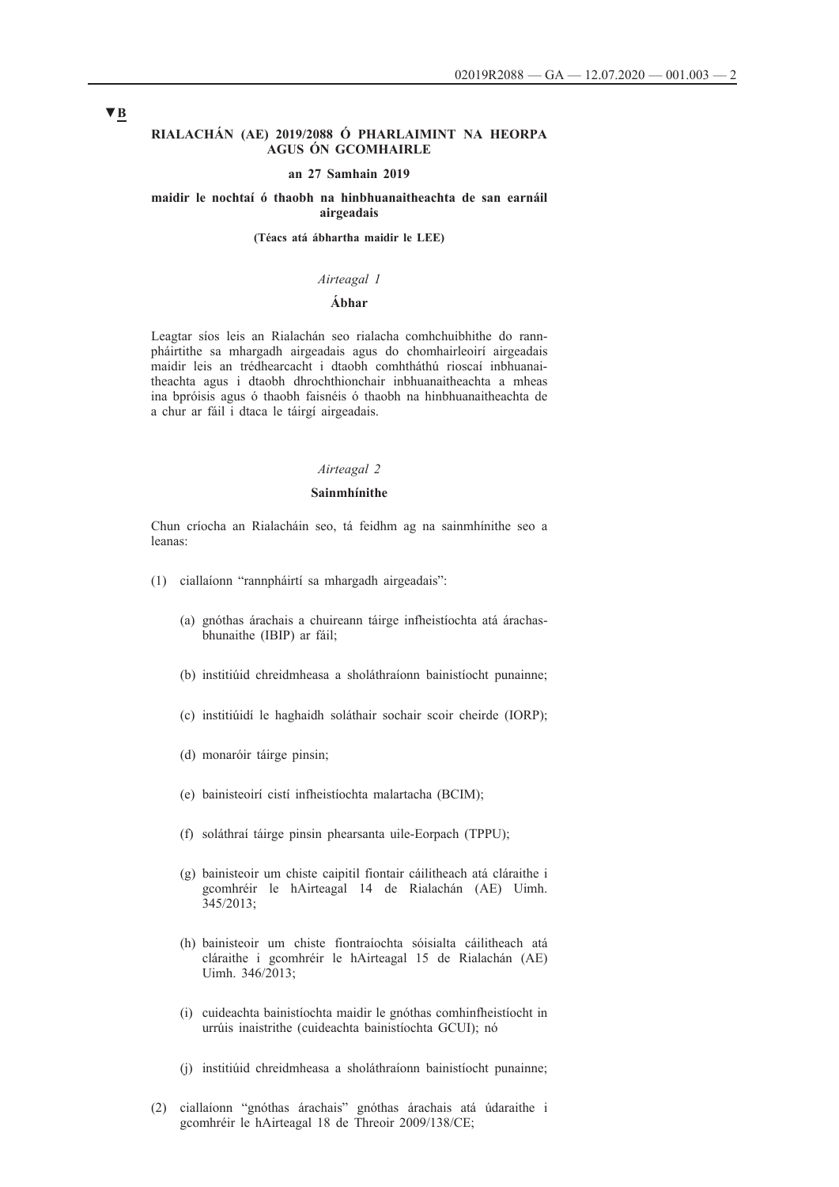▼B

**RIALACHÁN (AE) 2019/2088 Ó PHARLAIMINT NA HEORPA AGUS ÓN GCOMHAIRLE**

**an 27 Samhain 2019**

**maidir le nochtaí ó thaobh na hinbhuanaitheachta de san earnáil airgeadais**

**(Téacs atá ábhartha maidir le LEE)**

*Airteagal 1*

**Ábhar**

Leagtar síos leis an Rialachán seo rialacha comhchuibhithe do rannpháirtithe sa mhargadh airgeadais agus do chomhairleoirí airgeadais maidir leis an trédhearcacht i dtaobh comhtháthú rioscaí inbhuanaitheachta agus i dtaobh dhrochthionchair inbhuanaitheachta a mheas ina bpróisis agus ó thaobh faisnéis ó thaobh na hinbhuanaitheachta de a chur ar fáil i dtaca le táirgí airgeadais.

*Airteagal 2*

**Sainmhínithe**

Chun críocha an Rialacháin seo, tá feidhm ag na sainmhínithe seo a leanas:

(1) ciallaíonn "rannpháirtí sa mhargadh airgeadais":

(a) gnóthas árachais a chuireann táirge infheistíochta atá árachasbhunaithe (IBIP) ar fáil;

(b) institiúid chreidmheasa a sholáthraíonn bainistíocht punainne;

(c) institiúidí le haghaidh soláthair sochair scoir cheirde (IORP);

(d) monaróir táirge pinsin;

(e) bainisteoirí cistí infheistíochta malartacha (BCIM);

(f) soláthraí táirge pinsin phearsanta uile-Eorpach (TPPU);

(g) bainisteoir um chiste caipitil fiontair cáilitheach atá cláraithe i gcomhréir le hAirteagal 14 de Rialachán (AE) Uimh. 345/2013;

(h) bainisteoir um chiste fiontraíochta sóisialta cáilitheach atá cláraithe i gcomhréir le hAirteagal 15 de Rialachán (AE) Uimh. 346/2013;

(i) cuideachta bainistíochta maidir le gnóthas comhinfheistíocht in urrúis inaistrithe (cuideachta bainistíochta GCUI); nó

(j) institiúid chreidmheasa a sholáthraíonn bainistíocht punainne;

(2) ciallaíonn "gnóthas árachais" gnóthas árachais atá údaraithe i gcomhréir le hAirteagal 18 de Threoir 2009/138/CE;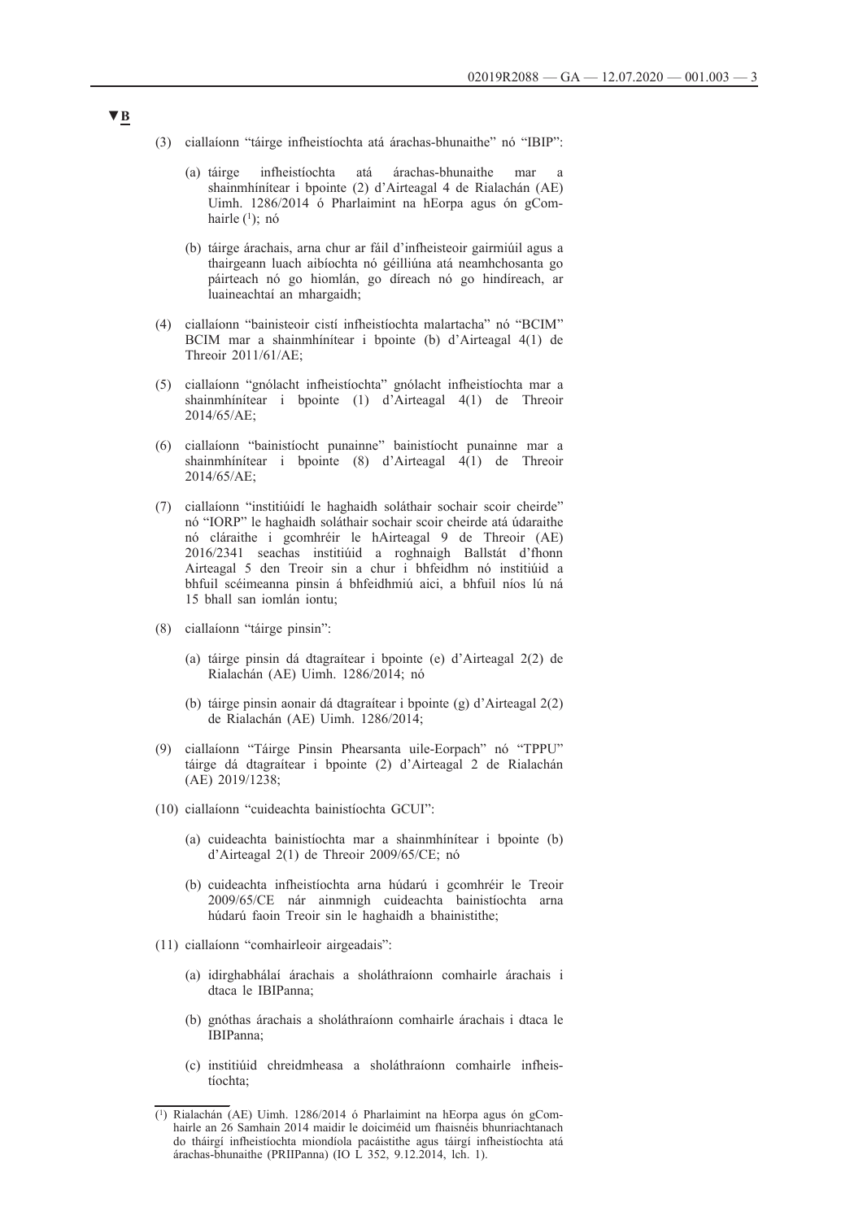▼B

(3) ciallaíonn "táirge infheistíochta atá árachas-bhunaithe" nó "IBIP":

(a) táirge infheistíochta atá árachas-bhunaithe mar a shainmhínítear i bpointe (2) d'Airteagal 4 de Rialachán (AE) Uimh. 1286/2014 ó Pharlaimint na hEorpa agus ón gComhairle [1]; nó

(b) táirge árachais, arna chur ar fáil d'infheisteoir gairmiúil agus a thairgeann luach aibíochta nó géilliúna atá neamhchosanta go páirteach nó go hiomlán, go díreach nó go hindíreach, ar luaineachtaí an mhargaidh;

(4) ciallaíonn "bainisteoir cistí infheistíochta malartacha" nó "BCIM" BCIM mar a shainmhínítear i bpointe (b) d'Airteagal 4(1) de Threoir 2011/61/AE;

(5) ciallaíonn "gnólacht infheistíochta" gnólacht infheistíochta mar a shainmhínítear i bpointe (1) d'Airteagal 4(1) de Threoir 2014/65/AE;

(6) ciallaíonn "bainistíocht punainne" bainistíocht punainne mar a shainmhínítear i bpointe (8) d'Airteagal 4(1) de Threoir 2014/65/AE;

(7) ciallaíonn "institiúidí le haghaidh soláthair sochair scoir cheirde" nó "IORP" le haghaidh soláthair sochair scoir cheirde atá údaraithe nó cláraithe i gcomhréir le hAirteagal 9 de Threoir (AE) 2016/2341 seachas institiúid a roghnaigh Ballstát d'fhonn Airteagal 5 den Treoir sin a chur i bhfeidhm nó institiúid a bhfuil scéimeanna pinsin á bhfeidhmiú aici, a bhfuil níos lú ná 15 bhall san iomlán iontu;

(8) ciallaíonn "táirge pinsin":

(a) táirge pinsin dá dtagraítear i bpointe (e) d'Airteagal 2(2) de Rialachán (AE) Uimh. 1286/2014; nó

(b) táirge pinsin aonair dá dtagraítear i bpointe (g) d'Airteagal 2(2) de Rialachán (AE) Uimh. 1286/2014;

(9) ciallaíonn "Táirge Pinsin Phearsanta uile-Eorpach" nó "TPPU" táirge dá dtagraítear i bpointe (2) d'Airteagal 2 de Rialachán (AE) 2019/1238;

(10) ciallaíonn "cuideachta bainistíochta GCUI":

(a) cuideachta bainistíochta mar a shainmhínítear i bpointe (b) d'Airteagal 2(1) de Threoir 2009/65/CE; nó

(b) cuideachta infheistíochta arna húdarú i gcomhréir le Treoir 2009/65/CE nár ainmnigh cuideachta bainistíochta arna húdarú faoin Treoir sin le haghaidh a bhainistithe;

(11) ciallaíonn "comhairleoir airgeadais":

(a) idirghabhálaí árachais a sholáthraíonn comhairle árachais i dtaca le IBIPanna;

(b) gnóthas árachais a sholáthraíonn comhairle árachais i dtaca le IBIPanna;

(c) institiúid chreidmheasa a sholáthraíonn comhairle infheistíochta;

---

[1] Rialachán (AE) Uimh. 1286/2014 ó Pharlaimint na hEorpa agus ón gComhairle an 26 Samhain 2014 maidir le doiciméid um fhaisnéis bhunriachtanach do tháirgí infheistíochta miondíola pacáistithe agus táirgí infheistíochta atá árachas-bhunaithe (PRIIPanna) (IO L 352, 9.12.2014, lch. 1).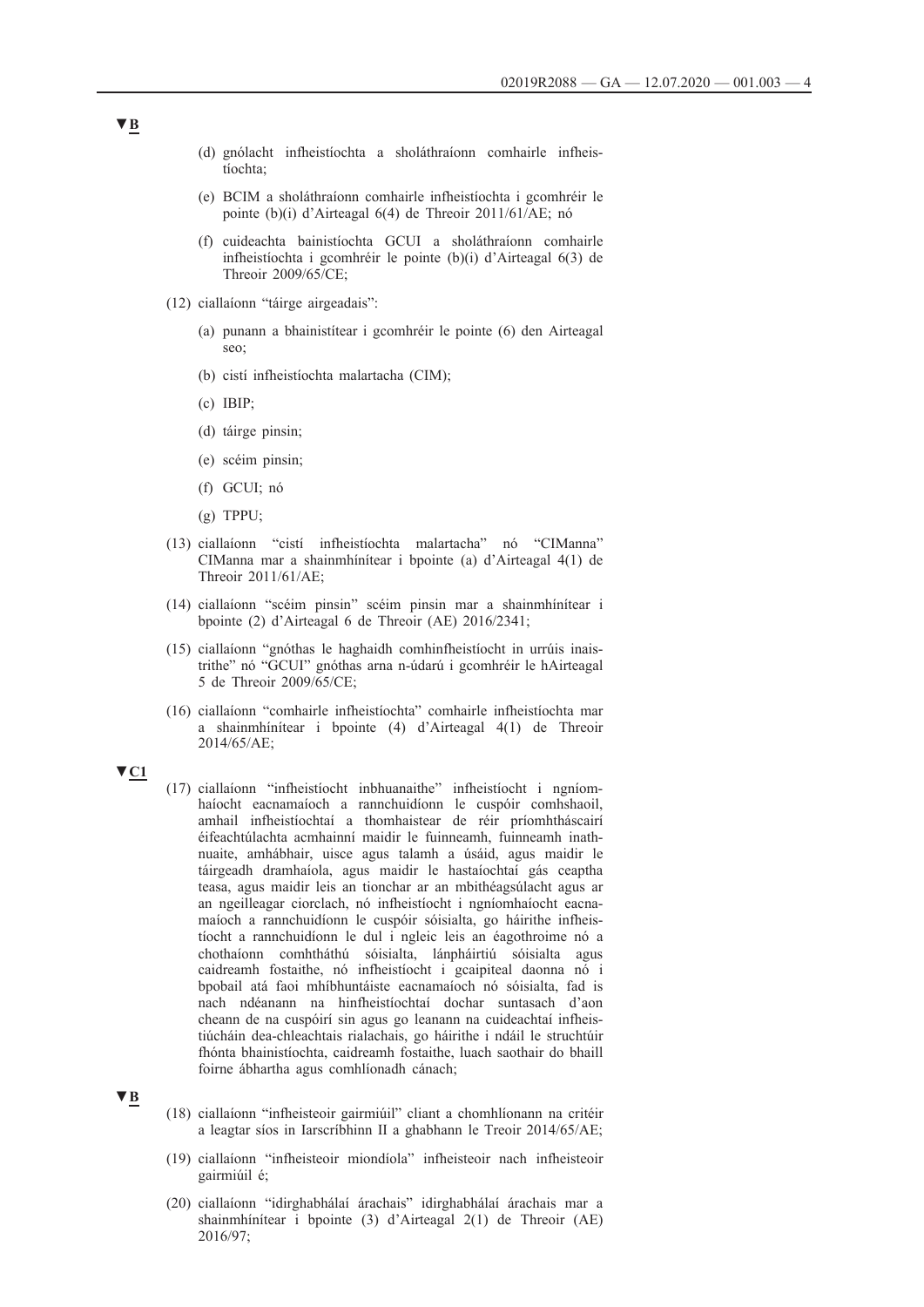▼B

(d) gnólacht infheistíochta a sholáthraíonn comhairle infheistíochta;

(e) BCIM a sholáthraíonn comhairle infheistíochta i gcomhréir le pointe (b)(i) d'Airteagal 6(4) de Threoir 2011/61/AE; nó

(f) cuideachta bainistíochta GCUI a sholáthraíonn comhairle infheistíochta i gcomhréir le pointe (b)(i) d'Airteagal 6(3) de Threoir 2009/65/CE;

(12) ciallaíonn "táirge airgeadais":

(a) punann a bhainistítear i gcomhréir le pointe (6) den Airteagal seo;

(b) cistí infheistíochta malartacha (CIM);

(c) IBIP;

(d) táirge pinsin;

(e) scéim pinsin;

(f) GCUI; nó

(g) TPPU;

(13) ciallaíonn "cistí infheistíochta malartacha" nó "CIManna" CIManna mar a shainmhínítear i bpointe (a) d'Airteagal 4(1) de Threoir 2011/61/AE;

(14) ciallaíonn "scéim pinsin" scéim pinsin mar a shainmhínítear i bpointe (2) d'Airteagal 6 de Threoir (AE) 2016/2341;

(15) ciallaíonn "gnóthas le haghaidh comhinfheistíocht in urrúis inaistrithe" nó "GCUI" gnóthas arna n-údarú i gcomhréir le hAirteagal 5 de Threoir 2009/65/CE;

(16) ciallaíonn "comhairle infheistíochta" comhairle infheistíochta mar a shainmhínítear i bpointe (4) d'Airteagal 4(1) de Threoir 2014/65/AE;

▼C1

(17) ciallaíonn "infheistíocht inbhuanaithe" infheistíocht i ngníomhaíocht eacnamaíoch a rannchuidíonn le cuspóir comhshaoil, amhail infheistíochtaí a thomhaistear de réir príomhtháscairí éifeachtúlachta acmhainní maidir le fuinneamh, fuinneamh inathnuaite, amhábhair, uisce agus talamh a úsáid, agus maidir le táirgeadh dramhaíola, agus maidir le hastaíochtaí gás ceaptha teasa, agus maidir leis an tionchar ar an mbithéagsúlacht agus ar an ngeilleagar ciorclach, nó infheistíocht i ngníomhaíocht eacnamaíoch a rannchuidíonn le cuspóir sóisialta, go háirithe infheistíocht a rannchuidíonn le dul i ngleic leis an éagothroime nó a chothaíonn comhtháthú sóisialta, lánpháirtiú sóisialta agus caidreamh fostaithe, nó infheistíocht i gcaipiteal daonna nó i bpobail atá faoi mhíbhuntáiste eacnamaíoch nó sóisialta, fad is nach ndéanann na hinfheistíochtaí dochar suntasach d'aon cheann de na cuspóirí sin agus go leanann na cuideachtaí infheistíocháin dea-chleachtais rialachais, go háirithe i ndáil le struchtúir fhónta bhainistíochta, caidreamh fostaithe, luach saothair do bhaill foirne ábhartha agus comhlíonadh cánach;

▼B

(18) ciallaíonn "infheisteoir gairmiúil" cliant a chomhlíonann na critéir a leagtar síos in Iarscríbhinn II a ghabhann le Treoir 2014/65/AE;

(19) ciallaíonn "infheisteoir miondíola" infheisteoir nach infheisteoir gairmiúil é;

(20) ciallaíonn "idirghabhálaí árachais" idirghabhálaí árachais mar a shainmhínítear i bpointe (3) d'Airteagal 2(1) de Threoir (AE) 2016/97;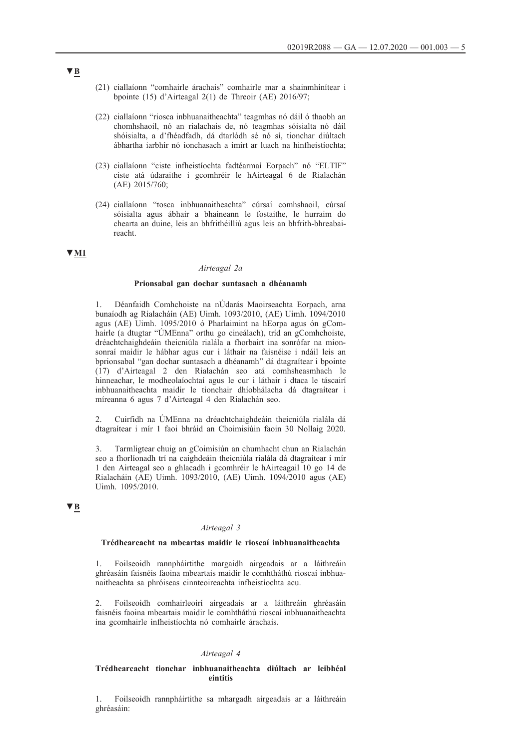▼B

(21) ciallaíonn "comhairle árachais" comhairle mar a shainmhínítear i bpointe (15) d'Airteagal 2(1) de Threoir (AE) 2016/97;

(22) ciallaíonn "riosca inbhuanaitheachta" teagmhas nó dáil ó thaobh an chomhshaoil, nó an rialachais de, nó teagmhas sóisialta nó dáil shóisialta, a d'fhéadfadh, dá dtarlódh sé nó sí, tionchar diúltach ábhartha iarbhír nó ionchasach a imirt ar luach na hinfheistíochta;

(23) ciallaíonn "ciste infheistíochta fadtéarmaí Eorpach" nó "ELTIF" ciste atá údaraithe i gcomhréir le hAirteagal 6 de Rialachán (AE) 2015/760;

(24) ciallaíonn "tosca inbhuanaitheachta" cúrsaí comhshaoil, cúrsaí sóisialta agus ábhair a bhaineann le fostaithe, le hurraim do chearta an duine, leis an bhfrithéilliú agus leis an bhfrith-bhreabaireacht.

▼M1

*Airteagal 2a*

**Prionsabal gan dochar suntasach a dhéanamh**

1. Déanfaidh Comhchoiste na nÚdarás Maoirseachta Eorpach, arna bhunaíodh ag Rialacháin (AE) Uimh. 1093/2010, (AE) Uimh. 1094/2010 agus (AE) Uimh. 1095/2010 ó Pharlaimint na hEorpa agus ón gComhairle (a dtugtar "ÚMEnna" orthu go cineálach), tríd an gComhchoiste, dréachtchaighdeáin theicniúla rialála a fhorbairt ina sonrófar na mionsonraí maidir le hábhar agus cur i láthair na faisnéise i ndáil leis an bprionsabal "gan dochar suntasach a dhéanamh" dá dtagraítear i bpointe (17) d'Airteagal 2 den Rialachán seo atá comhsheasmhach le hinneachar, le modheolaíochtaí agus le cur i láthair i dtaca le táscairí inbhuanaitheachta maidir le tionchair dhíobhálacha dá dtagraítear i míreanna 6 agus 7 d'Airteagal 4 den Rialachán seo.

2. Cuirfidh na ÚMEnna na dréachtchaighdeáin theicniúla rialála dá dtagraítear i mír 1 faoi bhráid an Choimisiúin faoin 30 Nollaig 2020.

3. Tarmligtear chuig an gCoimisiún an chumhacht chun an Rialachán seo a fhorlíonadh trí na caighdeáin theicniúla rialála dá dtagraítear i mír 1 den Airteagal seo a ghlacadh i gcomhréir le hAirteagail 10 go 14 de Rialacháin (AE) Uimh. 1093/2010, (AE) Uimh. 1094/2010 agus (AE) Uimh. 1095/2010.

▼B

*Airteagal 3*

**Trédhearcacht na mbeartas maidir le rioscaí inbhuanaitheachta**

1. Foilseoidh rannpháirtithe margaidh airgeadais ar a láithreáin ghréasáin faisnéis faoina mbeartais maidir le comhtháthú rioscaí inbhuanaitheachta sa phróiseas cinnteoireachta infheistíochta acu.

2. Foilseoidh comhairleoirí airgeadais ar a láithreáin ghréasáin faisnéis faoina mbeartais maidir le comhtháthú rioscaí inbhuanaitheachta ina gcomhairle infheistíochta nó comhairle árachais.

*Airteagal 4*

**Trédhearcacht tionchar inbhuanaitheachta diúltach ar leibhéal eintitis**

1. Foilseoidh rannpháirtithe sa mhargadh airgeadais ar a láithreáin ghréasáin: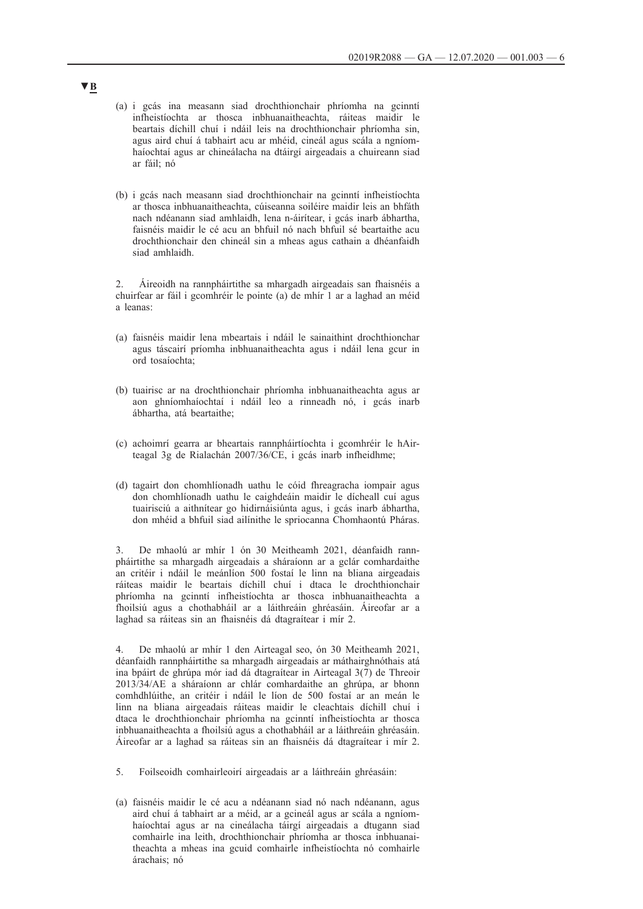▼B

(a) i gcás ina measann siad drochthionchair phríomha na gcinntí infheistíochta ar thosca inbhuanaitheachta, ráiteas maidir le beartais díchill chuí i ndáil leis na drochthionchair phríomha sin, agus aird chuí á tabhairt acu ar mhéid, cineál agus scála a ngníomhaíochtaí agus ar chineálacha na dtáirgí airgeadais a chuireann siad ar fáil; nó

(b) i gcás nach measann siad drochthionchair na gcinntí infheistíochta ar thosca inbhuanaitheachta, cúiseanna soiléire maidir leis an bhfáth nach ndéanann siad amhlaidh, lena n-áirítear, i gcás inarb ábhartha, faisnéis maidir le cé acu an bhfuil nó nach bhfuil sé beartaithe acu drochthionchair den chineál sin a mheas agus cathain a dhéanfaidh siad amhlaidh.

2. Áireoidh na rannpháirtithe sa mhargadh airgeadais san fhaisnéis a chuirfear ar fáil i gcomhréir le pointe (a) de mhír 1 ar a laghad an méid a leanas:

(a) faisnéis maidir lena mbeartais i ndáil le sainaithint drochthionchar agus táscairí príomha inbhuanaitheachta agus i ndáil lena gcur in ord tosaíochta;

(b) tuairisc ar na drochthionchair phríomha inbhuanaitheachta agus ar aon ghníomhaíochtaí i ndáil leo a rinneadh nó, i gcás inarb ábhartha, atá beartaithe;

(c) achoimrí gearra ar bheartais rannpháirtíochta i gcomhréir le hAirteagal 3g de Rialachán 2007/36/CE, i gcás inarb infheidhme;

(d) tagairt don chomhlíonadh uathu le cóid fhreagracha iompair agus don chomhlíonadh uathu le caighdeáin maidir le dícheall cuí agus tuairisciú a aithnítear go hidirnáisiúnta agus, i gcás inarb ábhartha, don mhéid a bhfuil siad ailínithe le spriocanna Chomhaontú Pháras.

3. De mhaolú ar mhír 1 ón 30 Meitheamh 2021, déanfaidh rannpháirtithe sa mhargadh airgeadais a sháraíonn ar a gclár comhardaithe an critéir i ndáil le meánlíon 500 fostaí le linn na bliana airgeadais ráiteas maidir le beartais díchill chuí i dtaca le drochthionchair phríomha na gcinntí infheistíochta ar thosca inbhuanaitheachta a fhoilsiú agus a chothabháil ar a láithreáin ghréasáin. Áireofar ar a laghad sa ráiteas sin an fhaisnéis dá dtagraítear i mír 2.

4. De mhaolú ar mhír 1 den Airteagal seo, ón 30 Meitheamh 2021, déanfaidh rannpháirtithe sa mhargadh airgeadais ar máthairghnóthais atá ina bpáirt de ghrúpa mór iad dá dtagraítear in Airteagal 3(7) de Threoir 2013/34/AE a sháraíonn ar chlár comhardaithe an ghrúpa, ar bhonn comhdhlúithe, an critéir i ndáil le líon de 500 fostaí ar an meán le linn na bliana airgeadais ráiteas maidir le cleachtais díchill chuí i dtaca le drochthionchair phríomha na gcinntí infheistíochta ar thosca inbhuanaitheachta a fhoilsiú agus a chothabháil ar a láithreáin ghréasáin. Áireofar ar a laghad sa ráiteas sin an fhaisnéis dá dtagraítear i mír 2.

5. Foilseoidh comhairleoirí airgeadais ar a láithreáin ghréasáin:

(a) faisnéis maidir le cé acu a ndéanann siad nó nach ndéanann, agus aird chuí á tabhairt ar a méid, ar a gcineál agus ar scála a ngníomhaíochtaí agus ar na cineálacha táirgí airgeadais a dtugann siad comhairle ina leith, drochthionchair phríomha ar thosca inbhuanaitheachta a mheas ina gcuid comhairle infheistíochta nó comhairle árachais; nó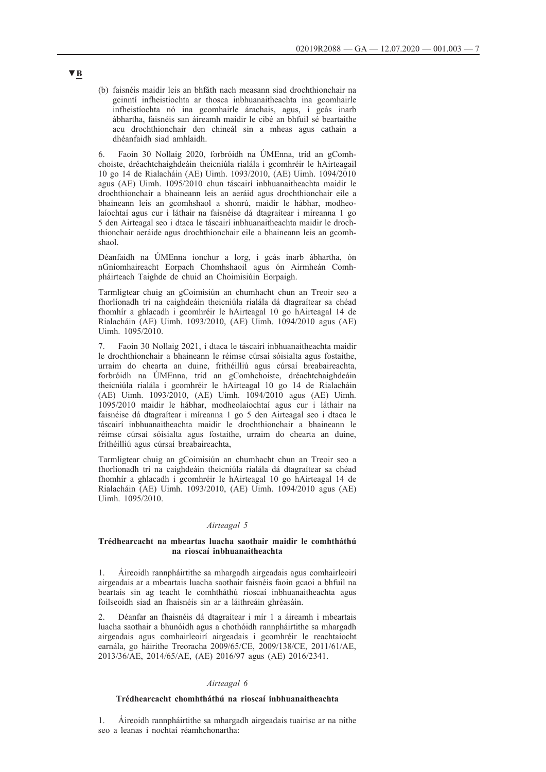▼B

(b) faisnéis maidir leis an bhfáth nach measann siad drochthionchair na gcinntí infheistíochta ar thosca inbhuanaitheachta ina gcomhairle infheistíochta nó ina gcomhairle árachais, agus, i gcás inarb ábhartha, faisnéis san áireamh maidir le cibé an bhfuil sé beartaithe acu drochthionchair den chineál sin a mheas agus cathain a dhéanfaidh siad amhlaidh.

6. Faoin 30 Nollaig 2020, forbróidh na ÚMEnna, tríd an gComhchoiste, dréachtchaighdeáin theicniúla rialála i gcomhréir le hAirteagail 10 go 14 de Rialacháin (AE) Uimh. 1093/2010, (AE) Uimh. 1094/2010 agus (AE) Uimh. 1095/2010 chun táscairí inbhuanaitheachta maidir le drochthionchair a bhaineann leis an aeráid agus drochthionchair eile a bhaineann leis an gcomhshaol a shonrú, maidir le hábhar, modheolaíochtaí agus cur i láthair na faisnéise dá dtagraítear i míreanna 1 go 5 den Airteagal seo i dtaca le táscairí inbhuanaitheachta maidir le drochthionchair aeráide agus drochthionchair eile a bhaineann leis an gcomhshaol.

Déanfaidh na ÚMEnna ionchur a lorg, i gcás inarb ábhartha, ón nGníomhaireacht Eorpach Chomhshaoil agus ón Airmheán Comhpháirteach Taighde de chuid an Choimisiúin Eorpaigh.

Tarmligtear chuig an gCoimisiún an chumhacht chun an Treoir seo a fhorlíonadh trí na caighdeáin theicniúla rialála dá dtagraítear sa chéad fhomhír a ghlacadh i gcomhréir le hAirteagal 10 go hAirteagal 14 de Rialacháin (AE) Uimh. 1093/2010, (AE) Uimh. 1094/2010 agus (AE) Uimh. 1095/2010.

7. Faoin 30 Nollaig 2021, i dtaca le táscairí inbhuanaitheachta maidir le drochthionchair a bhaineann le réimse cúrsaí sóisialta agus fostaithe, urraim do chearta an duine, frithéilliú agus cúrsaí breabaireachta, forbróidh na ÚMEnna, tríd an gComhchoiste, dréachtchaighdeáin theicniúla rialála i gcomhréir le hAirteagal 10 go 14 de Rialacháin (AE) Uimh. 1093/2010, (AE) Uimh. 1094/2010 agus (AE) Uimh. 1095/2010 maidir le hábhar, modheolaíochtaí agus cur i láthair na faisnéise dá dtagraítear i míreanna 1 go 5 den Airteagal seo i dtaca le táscairí inbhuanaitheachta maidir le drochthionchair a bhaineann le réimse cúrsaí sóisialta agus fostaithe, urraim do chearta an duine, frithéilliú agus cúrsaí breabaireachta,

Tarmligtear chuig an gCoimisiún an chumhacht chun an Treoir seo a fhorlíonadh trí na caighdeáin theicniúla rialála dá dtagraítear sa chéad fhomhír a ghlacadh i gcomhréir le hAirteagal 10 go hAirteagal 14 de Rialacháin (AE) Uimh. 1093/2010, (AE) Uimh. 1094/2010 agus (AE) Uimh. 1095/2010.

*Airteagal 5*

**Trédhearcacht na mbeartas luacha saothair maidir le comhtháthú na rioscaí inbhuanaitheachta**

1. Áireoidh rannpháirtithe sa mhargadh airgeadais agus comhairleoirí airgeadais ar a mbeartais luacha saothair faisnéis faoin gcaoi a bhfuil na beartais sin ag teacht le comhtháthú rioscaí inbhuanaitheachta agus foilseoidh siad an fhaisnéis sin ar a láithreáin ghréasáin.

2. Déanfar an fhaisnéis dá dtagraítear i mír 1 a áireamh i mbeartais luacha saothair a bhunóidh agus a chothóidh rannpháirtithe sa mhargadh airgeadais agus comhairleoirí airgeadais i gcomhréir le reachtaíocht earnála, go háirithe Treoracha 2009/65/CE, 2009/138/CE, 2011/61/AE, 2013/36/AE, 2014/65/AE, (AE) 2016/97 agus (AE) 2016/2341.

*Airteagal 6*

**Trédhearcacht chomhtháthú na rioscaí inbhuanaitheachta**

1. Áireoidh rannpháirtithe sa mhargadh airgeadais tuairisc ar na nithe seo a leanas i nochtaí réamhchonartha: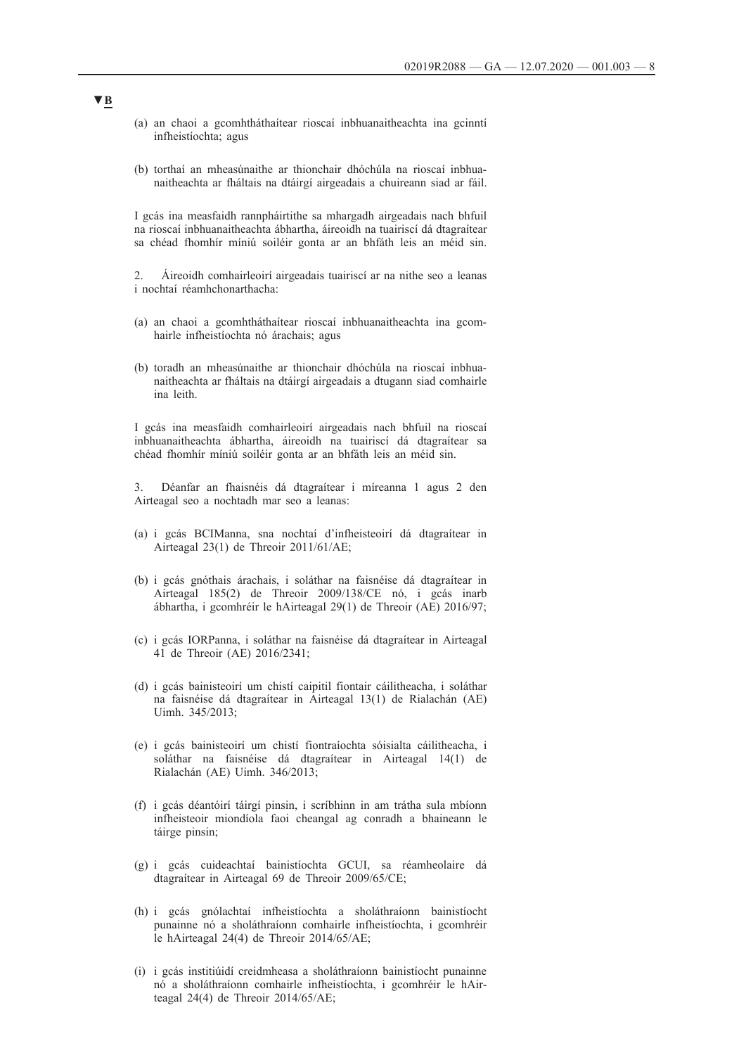▼B

(a) an chaoi a gcomhtháthaítear rioscaí inbhuanaitheachta ina gcinntí infheistíochta; agus

(b) torthaí an mheasúnaithe ar thionchair dhóchúla na rioscaí inbhuanaitheachta ar fháltais na dtáirgí airgeadais a chuireann siad ar fáil.

I gcás ina measfaidh rannpháirtithe sa mhargadh airgeadais nach bhfuil na rioscaí inbhuanaitheachta ábhartha, áireoidh na tuairiscí dá dtagraítear sa chéad fhomhír míniú soiléir gonta ar an bhfáth leis an méid sin.

2. Áireoidh comhairleoirí airgeadais tuairiscí ar na nithe seo a leanas i nochtaí réamhchonarthacha:

(a) an chaoi a gcomhtháthaítear rioscaí inbhuanaitheachta ina gcomhairle infheistíochta nó árachais; agus

(b) toradh an mheasúnaithe ar thionchair dhóchúla na rioscaí inbhuanaitheachta ar fháltais na dtáirgí airgeadais a dtugann siad comhairle ina leith.

I gcás ina measfaidh comhairleoirí airgeadais nach bhfuil na rioscaí inbhuanaitheachta ábhartha, áireoidh na tuairiscí dá dtagraítear sa chéad fhomhír míniú soiléir gonta ar an bhfáth leis an méid sin.

3. Déanfar an fhaisnéis dá dtagraítear i míreanna 1 agus 2 den Airteagal seo a nochtadh mar seo a leanas:

(a) i gcás BCIManna, sna nochtaí d'infheisteoirí dá dtagraítear in Airteagal 23(1) de Threoir 2011/61/AE;

(b) i gcás gnóthais árachais, i soláthar na faisnéise dá dtagraítear in Airteagal 185(2) de Threoir 2009/138/CE nó, i gcás inarb ábhartha, i gcomhréir le hAirteagal 29(1) de Threoir (AE) 2016/97;

(c) i gcás IORPanna, i soláthar na faisnéise dá dtagraítear in Airteagal 41 de Threoir (AE) 2016/2341;

(d) i gcás bainisteoirí um chistí caipitil fiontair cáilitheacha, i soláthar na faisnéise dá dtagraítear in Airteagal 13(1) de Rialachán (AE) Uimh. 345/2013;

(e) i gcás bainisteoirí um chistí fiontraíochta sóisialta cáilitheacha, i soláthar na faisnéise dá dtagraítear in Airteagal 14(1) de Rialachán (AE) Uimh. 346/2013;

(f) i gcás déantóirí táirgí pinsin, i scríbhinn in am trátha sula mbíonn infheisteoir miondíola faoi cheangal ag conradh a bhaineann le táirge pinsin;

(g) i gcás cuideachtaí bainistíochta GCUI, sa réamheolaire dá dtagraítear in Airteagal 69 de Threoir 2009/65/CE;

(h) i gcás gnólachtaí infheistíochta a sholáthraíonn bainistíocht punainne nó a sholáthraíonn comhairle infheistíochta, i gcomhréir le hAirteagal 24(4) de Threoir 2014/65/AE;

(i) i gcás institiúidí creidmheasa a sholáthraíonn bainistíocht punainne nó a sholáthraíonn comhairle infheistíochta, i gcomhréir le hAirteagal 24(4) de Threoir 2014/65/AE;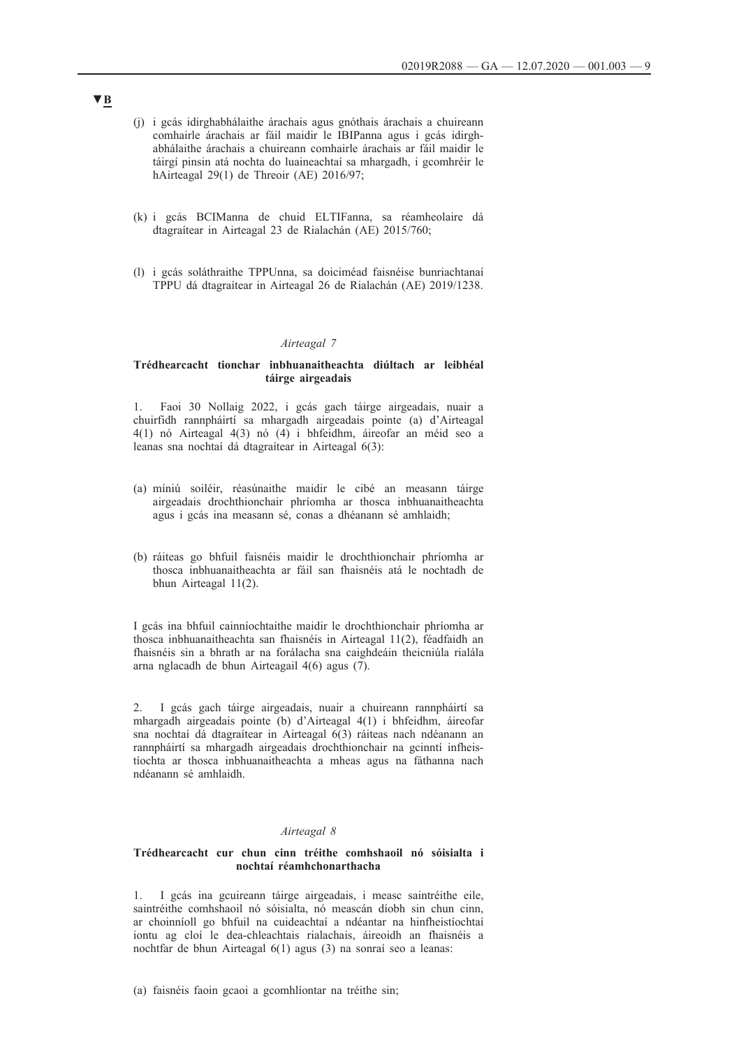▼B

(j) i gcás idirghabhálaithe árachais agus gnóthais árachais a chuireann comhairle árachais ar fáil maidir le IBIPanna agus i gcás idirghabhálaithe árachais a chuireann comhairle árachais ar fáil maidir le táirgí pinsin atá nochta do luaineachtaí sa mhargadh, i gcomhréir le hAirteagal 29(1) de Threoir (AE) 2016/97;

(k) i gcás BCIManna de chuid ELTIFanna, sa réamheolaire dá dtagraítear in Airteagal 23 de Rialachán (AE) 2015/760;

(l) i gcás soláthraithe TPPUnna, sa doiciméad faisnéise bunriachtanaí TPPU dá dtagraítear in Airteagal 26 de Rialachán (AE) 2019/1238.

*Airteagal 7*

**Trédhearcacht tionchar inbhuanaitheachta diúltach ar leibhéal táirge airgeadais**

1. Faoi 30 Nollaig 2022, i gcás gach táirge airgeadais, nuair a chuirfidh rannpháirtí sa mhargadh airgeadais pointe (a) d'Airteagal 4(1) nó Airteagal 4(3) nó (4) i bhfeidhm, áireofar an méid seo a leanas sna nochtaí dá dtagraítear in Airteagal 6(3):

(a) míniú soiléir, réasúnaithe maidir le cibé an measann táirge airgeadais drochthionchair phríomha ar thosca inbhuanaitheachta agus i gcás ina measann sé, conas a dhéanann sé amhlaidh;

(b) ráiteas go bhfuil faisnéis maidir le drochthionchair phríomha ar thosca inbhuanaitheachta ar fáil san fhaisnéis atá le nochtadh de bhun Airteagal 11(2).

I gcás ina bhfuil cainníochtaithe maidir le drochthionchair phríomha ar thosca inbhuanaitheachta san fhaisnéis in Airteagal 11(2), féadfaidh an fhaisnéis sin a bhrath ar na forálacha sna caighdeáin theicniúla rialála arna nglacadh de bhun Airteagail 4(6) agus (7).

2. I gcás gach táirge airgeadais, nuair a chuireann rannpháirtí sa mhargadh airgeadais pointe (b) d'Airteagal 4(1) i bhfeidhm, áireofar sna nochtaí dá dtagraítear in Airteagal 6(3) ráiteas nach ndéanann an rannpháirtí sa mhargadh airgeadais drochthionchair na gcinntí infheistíochta ar thosca inbhuanaitheachta a mheas agus na fáthanna nach ndéanann sé amhlaidh.

*Airteagal 8*

**Trédhearcacht cur chun cinn tréithe comhshaoil nó sóisialta i nochtaí réamhchonarthacha**

1. I gcás ina gcuireann táirge airgeadais, i measc saintréithe eile, saintréithe comhshaoil nó sóisialta, nó meascán díobh sin chun cinn, ar choinníoll go bhfuil na cuideachtaí a ndéantar na hinfheistíochtaí iontu ag cloí le dea-chleachtais rialachais, áireoidh an fhaisnéis a nochtfar de bhun Airteagal 6(1) agus (3) na sonraí seo a leanas:

(a) faisnéis faoin gcaoi a gcomhlíontar na tréithe sin;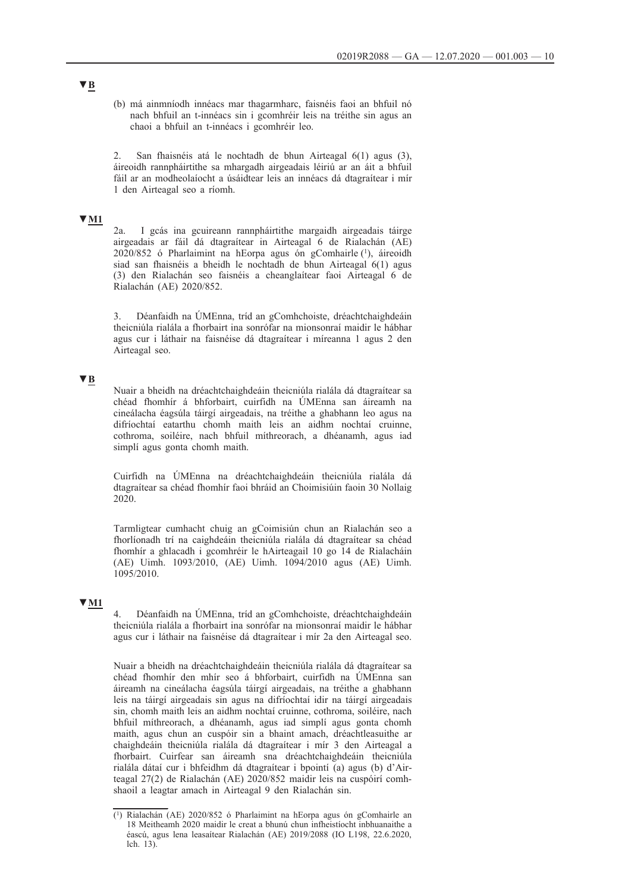▼B

(b) má ainmníodh innéacs mar thagarmharc, faisnéis faoi an bhfuil nó nach bhfuil an t-innéacs sin i gcomhréir leis na tréithe sin agus an chaoi a bhfuil an t-innéacs i gcomhréir leo.

2. San fhaisnéis atá le nochtadh de bhun Airteagal 6(1) agus (3), áireoidh rannpháirtithe sa mhargadh airgeadais léiriú ar an áit a bhfuil fáil ar an modheolaíocht a úsáidtear leis an innéacs dá dtagraítear i mír 1 den Airteagal seo a ríomh.

▼M1

2a. I gcás ina gcuireann rannpháirtithe margaidh airgeadais táirge airgeadais ar fáil dá dtagraítear in Airteagal 6 de Rialachán (AE) 2020/852 ó Pharlaimint na hEorpa agus ón gComhairle [1], áireoidh siad san fhaisnéis a bheidh le nochtadh de bhun Airteagal 6(1) agus (3) den Rialachán seo faisnéis a cheanglaítear faoi Airteagal 6 de Rialachán (AE) 2020/852.

3. Déanfaidh na ÚMEnna, tríd an gComhchoiste, dréachtchaighdeáin theicniúla rialála a fhorbairt ina sonrófar na mionsonraí maidir le hábhar agus cur i láthair na faisnéise dá dtagraítear i míreanna 1 agus 2 den Airteagal seo.

▼B

Nuair a bheidh na dréachtchaighdeáin theicniúla rialála dá dtagraítear sa chéad fhomhír á bhforbairt, cuirfidh na ÚMEnna san áireamh na cineálacha éagsúla táirgí airgeadais, na tréithe a ghabhann leo agus na difríochtaí eatarthu chomh maith leis an aidhm nochtaí cruinne, cothroma, soiléire, nach bhfuil míthreorach, a dhéanamh, agus iad simplí agus gonta chomh maith.

Cuirfidh na ÚMEnna na dréachtchaighdeáin theicniúla rialála dá dtagraítear sa chéad fhomhír faoi bhráid an Choimisiúin faoin 30 Nollaig 2020.

Tarmligtear cumhacht chuig an gCoimisiún chun an Rialachán seo a fhorlíonadh trí na caighdeáin theicniúla rialála dá dtagraítear sa chéad fhomhír a ghlacadh i gcomhréir le hAirteagail 10 go 14 de Rialacháin (AE) Uimh. 1093/2010, (AE) Uimh. 1094/2010 agus (AE) Uimh. 1095/2010.

▼M1

4. Déanfaidh na ÚMEnna, tríd an gComhchoiste, dréachtchaighdeáin theicniúla rialála a fhorbairt ina sonrófar na mionsonraí maidir le hábhar agus cur i láthair na faisnéise dá dtagraítear i mír 2a den Airteagal seo.

Nuair a bheidh na dréachtchaighdeáin theicniúla rialála dá dtagraítear sa chéad fhomhír den mhír seo á bhforbairt, cuirfidh na ÚMEnna san áireamh na cineálacha éagsúla táirgí airgeadais, na tréithe a ghabhann leis na táirgí airgeadais sin agus na difríochtaí idir na táirgí airgeadais sin, chomh maith leis an aidhm nochtaí cruinne, cothroma, soiléire, nach bhfuil míthreorach, a dhéanamh, agus iad simplí agus gonta chomh maith, agus chun an cuspóir sin a bhaint amach, dréachtleasuithe ar chaighdeáin theicniúla rialála dá dtagraítear i mír 3 den Airteagal a fhorbairt. Cuirfear san áireamh sna dréachtchaighdeáin theicniúla rialála dátaí cur i bhfeidhm dá dtagraítear i bpointí (a) agus (b) d'Airteagal 27(2) de Rialachán (AE) 2020/852 maidir leis na cuspóirí comhshaoil a leagtar amach in Airteagal 9 den Rialachán sin.

---

[1] Rialachán (AE) 2020/852 ó Pharlaimint na hEorpa agus ón gComhairle an 18 Meitheamh 2020 maidir le creat a bhunú chun infheistíocht inbhuanaithe a éascú, agus lena leasaítear Rialachán (AE) 2019/2088 (IO L198, 22.6.2020, lch. 13).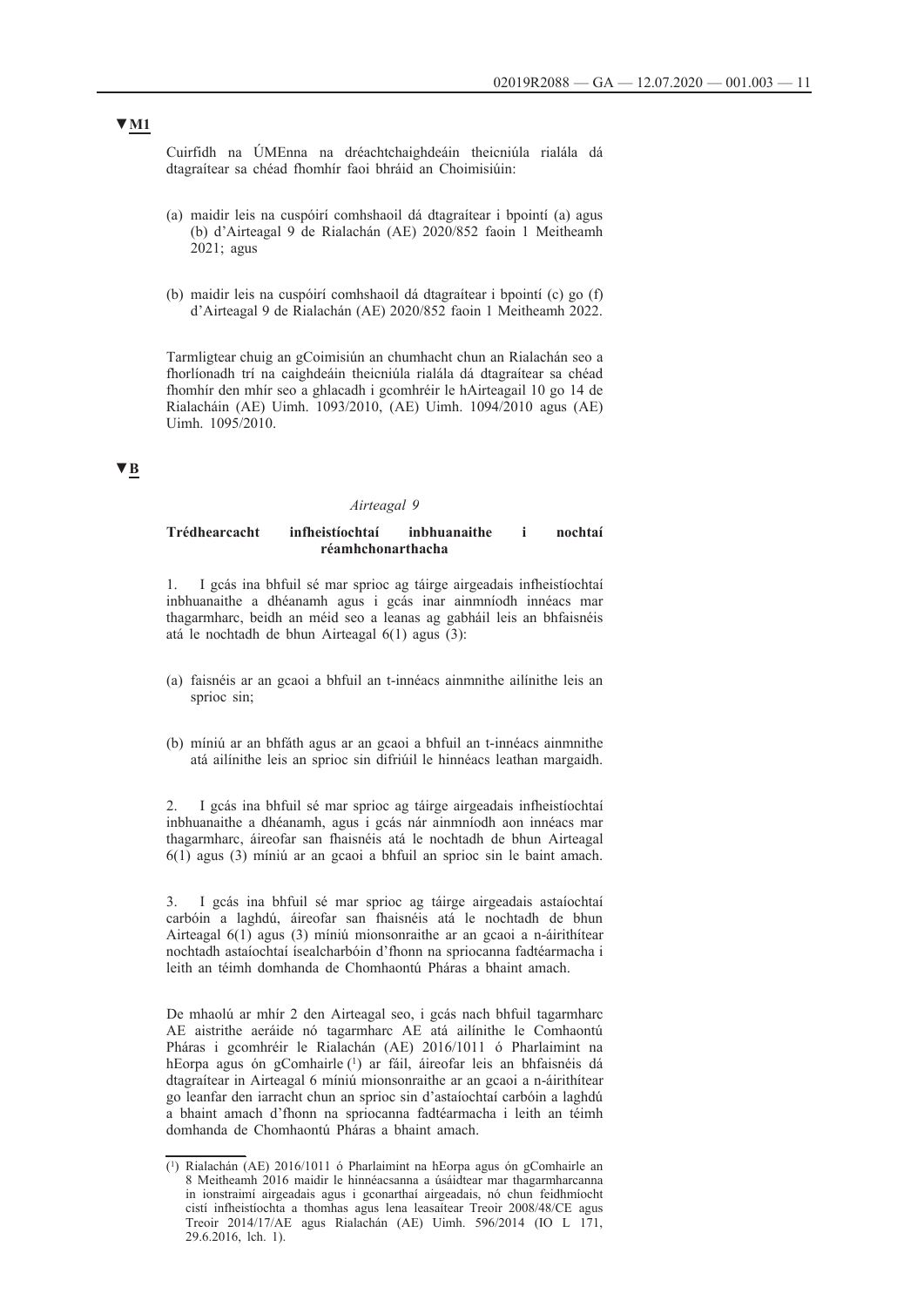▼M1

Cuirfidh na ÚMEnna na dréachtchaighdeáin theicniúla rialála dá dtagraítear sa chéad fhomhír faoi bhráid an Choimisiúin:

(a) maidir leis na cuspóirí comhshaoil dá dtagraítear i bpointí (a) agus (b) d'Airteagal 9 de Rialachán (AE) 2020/852 faoin 1 Meitheamh 2021; agus

(b) maidir leis na cuspóirí comhshaoil dá dtagraítear i bpointí (c) go (f) d'Airteagal 9 de Rialachán (AE) 2020/852 faoin 1 Meitheamh 2022.

Tarmligtear chuig an gCoimisiún an chumhacht chun an Rialachán seo a fhorlíonadh trí na caighdeáin theicniúla rialála dá dtagraítear sa chéad fhomhír den mhír seo a ghlacadh i gcomhréir le hAirteagail 10 go 14 de Rialacháin (AE) Uimh. 1093/2010, (AE) Uimh. 1094/2010 agus (AE) Uimh. 1095/2010.

▼B

*Airteagal 9*

**Trédhearcacht infheistíochtaí inbhuanaithe i nochtaí réamhchonarthacha**

1. I gcás ina bhfuil sé mar sprioc ag táirge airgeadais infheistíochtaí inbhuanaithe a dhéanamh agus i gcás inar ainmníodh innéacs mar thagarmharc, beidh an méid seo a leanas ag gabháil leis an bhfaisnéis atá le nochtadh de bhun Airteagal 6(1) agus (3):

(a) faisnéis ar an gcaoi a bhfuil an t-innéacs ainmnithe ailínithe leis an sprioc sin;

(b) míniú ar an bhfáth agus ar an gcaoi a bhfuil an t-innéacs ainmnithe atá ailínithe leis an sprioc sin difriúil le hinnéacs leathan margaidh.

2. I gcás ina bhfuil sé mar sprioc ag táirge airgeadais infheistíochtaí inbhuanaithe a dhéanamh, agus i gcás nár ainmníodh aon innéacs mar thagarmharc, áireofar san fhaisnéis atá le nochtadh de bhun Airteagal 6(1) agus (3) míniú ar an gcaoi a bhfuil an sprioc sin le baint amach.

3. I gcás ina bhfuil sé mar sprioc ag táirge airgeadais astaíochtaí carbóin a laghdú, áireofar san fhaisnéis atá le nochtadh de bhun Airteagal 6(1) agus (3) míniú mionsonraithe ar an gcaoi a n-áirithítear nochtadh astaíochtaí ísealcharbóin d'fhonn na spriocanna fadtéarmacha i leith an téimh domhanda de Chomhaontú Pháras a bhaint amach.

De mhaolú ar mhír 2 den Airteagal seo, i gcás nach bhfuil tagarmharc AE aistrithe aeráide nó tagarmharc AE atá ailínithe le Comhaontú Pháras i gcomhréir le Rialachán (AE) 2016/1011 ó Pharlaimint na hEorpa agus ón gComhairle [1] ar fáil, áireofar leis an bhfaisnéis dá dtagraítear in Airteagal 6 míniú mionsonraithe ar an gcaoi a n-áirithítear go leanfar den iarracht chun an sprioc sin d'astaíochtaí carbóin a laghdú a bhaint amach d'fhonn na spriocanna fadtéarmacha i leith an téimh domhanda de Chomhaontú Pháras a bhaint amach.

---

[1] Rialachán (AE) 2016/1011 ó Pharlaimint na hEorpa agus ón gComhairle an 8 Meitheamh 2016 maidir le hinnéacsanna a úsáidtear mar thagarmharcanna in ionstraimí airgeadais agus i gconarthaí airgeadais, nó chun feidhmíocht cistí infheistíochta a thomhas agus lena leasaítear Treoir 2008/48/CE agus Treoir 2014/17/AE agus Rialachán (AE) Uimh. 596/2014 (IO L 171, 29.6.2016, lch. 1).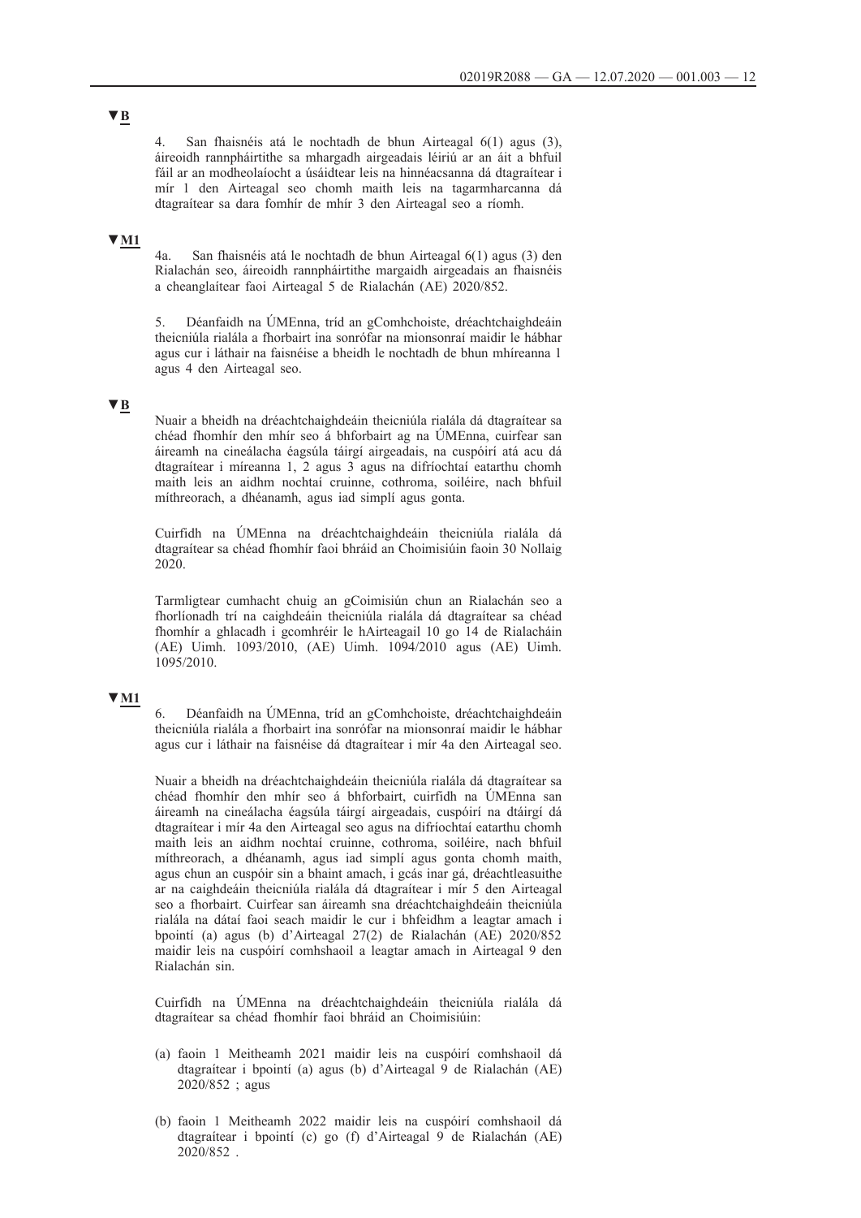**▼B**

4. San fhaisnéis atá le nochtadh de bhun Airteagal 6(1) agus (3), áireoidh rannpháirtithe sa mhargadh airgeadais léiriú ar an áit a bhfuil fáil ar an modheolaíocht a úsáidtear leis na hinnéacsanna dá dtagraítear i mír 1 den Airteagal seo chomh maith leis na tagarmharcanna dá dtagraítear sa dara fomhír de mhír 3 den Airteagal seo a ríomh.

**▼M1**

4a. San fhaisnéis atá le nochtadh de bhun Airteagal 6(1) agus (3) den Rialachán seo, áireoidh rannpháirtithe margaidh airgeadais an fhaisnéis a cheanglaítear faoi Airteagal 5 de Rialachán (AE) 2020/852.

5. Déanfaidh na ÚMEnna, tríd an gComhchoiste, dréachtchaighdeáin theicniúla rialála a fhorbairt ina sonrófar na mionsonraí maidir le hábhar agus cur i láthair na faisnéise a bheidh le nochtadh de bhun mhíreanna 1 agus 4 den Airteagal seo.

**▼B**

Nuair a bheidh na dréachtchaighdeáin theicniúla rialála dá dtagraítear sa chéad fhomhír den mhír seo á bhforbairt ag na ÚMEnna, cuirfear san áireamh na cineálacha éagsúla táirgí airgeadais, na cuspóirí atá acu dá dtagraítear i míreanna 1, 2 agus 3 agus na difríochtaí eatarthu chomh maith leis an aidhm nochtaí cruinne, cothroma, soiléire, nach bhfuil míthreorach, a dhéanamh, agus iad simplí agus gonta.

Cuirfidh na ÚMEnna na dréachtchaighdeáin theicniúla rialála dá dtagraítear sa chéad fhomhír faoi bhráid an Choimisiúin faoin 30 Nollaig 2020.

Tarmligtear cumhacht chuig an gCoimisiún chun an Rialachán seo a fhorlíonadh trí na caighdeáin theicniúla rialála dá dtagraítear sa chéad fhomhír a ghlacadh i gcomhréir le hAirteagail 10 go 14 de Rialacháin (AE) Uimh. 1093/2010, (AE) Uimh. 1094/2010 agus (AE) Uimh. 1095/2010.

**▼M1**

6. Déanfaidh na ÚMEnna, tríd an gComhchoiste, dréachtchaighdeáin theicniúla rialála a fhorbairt ina sonrófar na mionsonraí maidir le hábhar agus cur i láthair na faisnéise dá dtagraítear i mír 4a den Airteagal seo.

Nuair a bheidh na dréachtchaighdeáin theicniúla rialála dá dtagraítear sa chéad fhomhír den mhír seo á bhforbairt, cuirfidh na ÚMEnna san áireamh na cineálacha éagsúla táirgí airgeadais, cuspóirí na dtáirgí dá dtagraítear i mír 4a den Airteagal seo agus na difríochtaí eatarthu chomh maith leis an aidhm nochtaí cruinne, cothroma, soiléire, nach bhfuil míthreorach, a dhéanamh, agus iad simplí agus gonta chomh maith, agus chun an cuspóir sin a bhaint amach, i gcás inar gá, dréachtleasuithe ar na caighdeáin theicniúla rialála dá dtagraítear i mír 5 den Airteagal seo a fhorbairt. Cuirfear san áireamh sna dréachtchaighdeáin theicniúla rialála na dátaí faoi seach maidir le cur i bhfeidhm a leagtar amach i bpointí (a) agus (b) d'Airteagal 27(2) de Rialachán (AE) 2020/852 maidir leis na cuspóirí comhshaoil a leagtar amach in Airteagal 9 den Rialachán sin.

Cuirfidh na ÚMEnna na dréachtchaighdeáin theicniúla rialála dá dtagraítear sa chéad fhomhír faoi bhráid an Choimisiúin:

(a) faoin 1 Meitheamh 2021 maidir leis na cuspóirí comhshaoil dá dtagraítear i bpointí (a) agus (b) d'Airteagal 9 de Rialachán (AE) 2020/852 ; agus

(b) faoin 1 Meitheamh 2022 maidir leis na cuspóirí comhshaoil dá dtagraítear i bpointí (c) go (f) d'Airteagal 9 de Rialachán (AE) 2020/852 .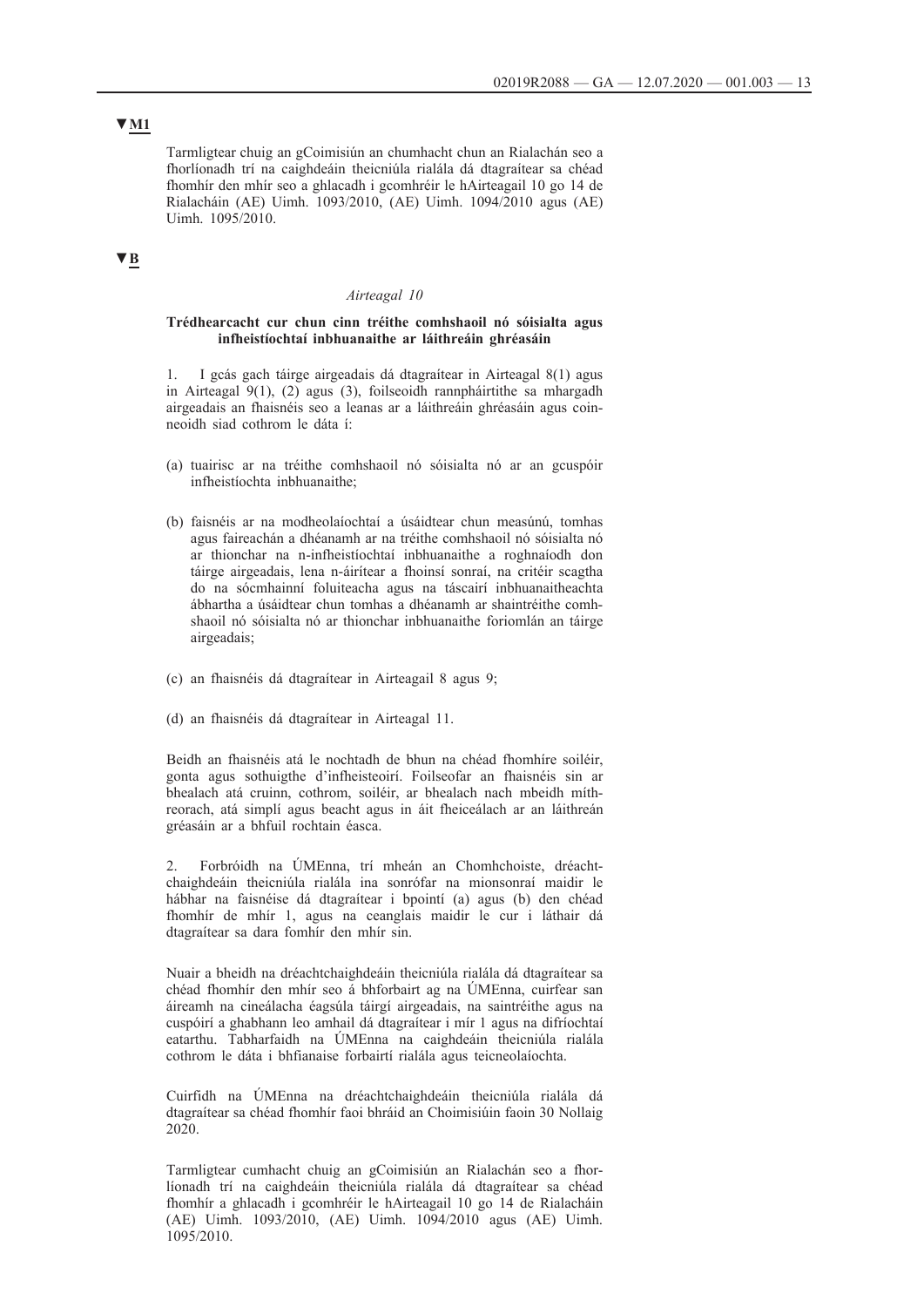**▼M1**

Tarmligtear chuig an gCoimisiún an chumhacht chun an Rialachán seo a fhorlíonadh trí na caighdeáin theicniúla rialála dá dtagraítear sa chéad fhomhír den mhír seo a ghlacadh i gcomhréir le hAirteagail 10 go 14 de Rialacháin (AE) Uimh. 1093/2010, (AE) Uimh. 1094/2010 agus (AE) Uimh. 1095/2010.

**▼B**

*Airteagal 10*

**Trédhearcacht cur chun cinn tréithe comhshaoil nó sóisialta agus infheistíochtaí inbhuanaithe ar láithreáin ghréasáin**

1. I gcás gach táirge airgeadais dá dtagraítear in Airteagal 8(1) agus in Airteagal 9(1), (2) agus (3), foilseoidh rannpháirtithe sa mhargadh airgeadais an fhaisnéis seo a leanas ar a láithreáin ghréasáin agus coinneoidh siad cothrom le dáta í:

(a) tuairisc ar na tréithe comhshaoil nó sóisialta nó ar an gcuspóir infheistíochta inbhuanaithe;

(b) faisnéis ar na modheolaíochtaí a úsáidtear chun measúnú, tomhas agus faireachán a dhéanamh ar na tréithe comhshaoil nó sóisialta nó ar thionchar na n-infheistíochtaí inbhuanaithe a roghnaíodh don táirge airgeadais, lena n-áirítear a fhoinsí sonraí, na critéir scagtha do na sócmhainní foluiteacha agus na táscairí inbhuanaitheachta ábhartha a úsáidtear chun tomhas a dhéanamh ar shaintréithe comhshaoil nó sóisialta nó ar thionchar inbhuanaithe foriomlán an táirge airgeadais;

(c) an fhaisnéis dá dtagraítear in Airteagail 8 agus 9;

(d) an fhaisnéis dá dtagraítear in Airteagal 11.

Beidh an fhaisnéis atá le nochtadh de bhun na chéad fhomhíre soiléir, gonta agus sothuigthe d'infheisteoirí. Foilseofar an fhaisnéis sin ar bhealach atá cruinn, cothrom, soiléir, ar bhealach nach mbeidh míthreorach, atá simplí agus beacht agus in áit fheiceálach ar an láithreán gréasáin ar a bhfuil rochtain éasca.

2. Forbróidh na ÚMEnna, trí mheán an Chomhchoiste, dréachtchaighdeáin theicniúla rialála ina sonrófar na mionsonraí maidir le hábhar na faisnéise dá dtagraítear i bpointí (a) agus (b) den chéad fhomhír de mhír 1, agus na ceanglais maidir le cur i láthair dá dtagraítear sa dara fomhír den mhír sin.

Nuair a bheidh na dréachtchaighdeáin theicniúla rialála dá dtagraítear sa chéad fhomhír den mhír seo á bhforbairt ag na ÚMEnna, cuirfear san áireamh na cineálacha éagsúla táirgí airgeadais, na saintréithe agus na cuspóirí a ghabhann leo amhail dá dtagraítear i mír 1 agus na difríochtaí eatarthu. Tabharfaidh na ÚMEnna na caighdeáin theicniúla rialála cothrom le dáta i bhfianaise forbairtí rialála agus teicneolaíochta.

Cuirfidh na ÚMEnna na dréachtchaighdeáin theicniúla rialála dá dtagraítear sa chéad fhomhír faoi bhráid an Choimisiúin faoin 30 Nollaig 2020.

Tarmligtear cumhacht chuig an gCoimisiún an Rialachán seo a fhorlíonadh trí na caighdeáin theicniúla rialála dá dtagraítear sa chéad fhomhír a ghlacadh i gcomhréir le hAirteagail 10 go 14 de Rialacháin (AE) Uimh. 1093/2010, (AE) Uimh. 1094/2010 agus (AE) Uimh. 1095/2010.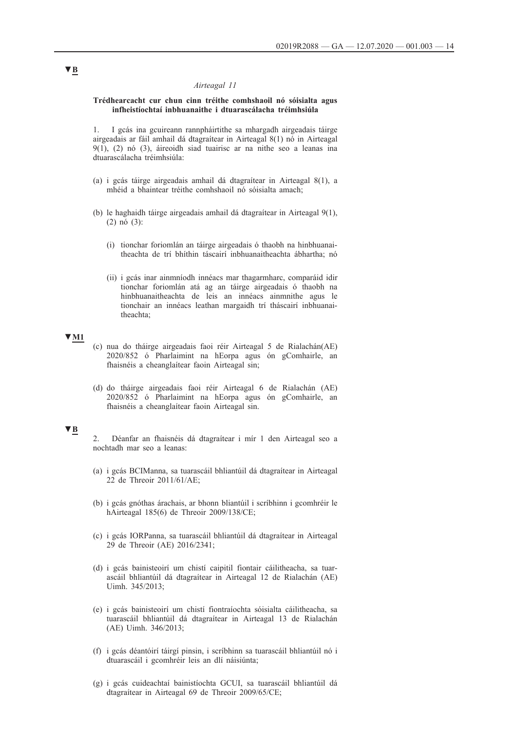▼B

*Airteagal 11*

**Trédhearcacht cur chun cinn tréithe comhshaoil nó sóisialta agus infheistíochtaí inbhuanaithe i dtuarascálacha tréimhsiúla**

1. I gcás ina gcuireann rannpháirtithe sa mhargadh airgeadais táirge airgeadais ar fáil amhail dá dtagraítear in Airteagal 8(1) nó in Airteagal 9(1), (2) nó (3), áireoidh siad tuairisc ar na nithe seo a leanas ina dtuarascálacha tréimhsiúla:

(a) i gcás táirge airgeadais amhail dá dtagraítear in Airteagal 8(1), a mhéid a bhaintear tréithe comhshaoil nó sóisialta amach;

(b) le haghaidh táirge airgeadais amhail dá dtagraítear in Airteagal 9(1), (2) nó (3):

(i) tionchar foriomlán an táirge airgeadais ó thaobh na hinbhuanaitheachta de trí bhíthin táscairí inbhuanaitheachta ábhartha; nó

(ii) i gcás inar ainmníodh innéacs mar thagarmharc, comparáid idir tionchar foriomlán atá ag an táirge airgeadais ó thaobh na hinbhuanaitheachta de leis an innéacs ainmnithe agus le tionchair an innéacs leathan margaidh trí tháscairí inbhuanaitheachta;

▼M1

(c) nua do tháirge airgeadais faoi réir Airteagal 5 de Rialachán(AE) 2020/852 ó Pharlaimint na hEorpa agus ón gComhairle, an fhaisnéis a cheanglaítear faoin Airteagal sin;

(d) do tháirge airgeadais faoi réir Airteagal 6 de Rialachán (AE) 2020/852 ó Pharlaimint na hEorpa agus ón gComhairle, an fhaisnéis a cheanglaítear faoin Airteagal sin.

▼B

2. Déanfar an fhaisnéis dá dtagraítear i mír 1 den Airteagal seo a nochtadh mar seo a leanas:

(a) i gcás BCIManna, sa tuarascáil bhliantúil dá dtagraítear in Airteagal 22 de Threoir 2011/61/AE;

(b) i gcás gnóthas árachais, ar bhonn bliantúil i scríbhinn i gcomhréir le hAirteagal 185(6) de Threoir 2009/138/CE;

(c) i gcás IORPanna, sa tuarascáil bhliantúil dá dtagraítear in Airteagal 29 de Threoir (AE) 2016/2341;

(d) i gcás bainisteoirí um chistí caipitil fiontair cáilitheacha, sa tuarascáil bhliantúil dá dtagraítear in Airteagal 12 de Rialachán (AE) Uimh. 345/2013;

(e) i gcás bainisteoirí um chistí fiontraíochta sóisialta cáilitheacha, sa tuarascáil bhliantúil dá dtagraítear in Airteagal 13 de Rialachán (AE) Uimh. 346/2013;

(f) i gcás déantóirí táirgí pinsin, i scríbhinn sa tuarascáil bhliantúil nó i dtuarascáil i gcomhréir leis an dlí náisiúnta;

(g) i gcás cuideachtaí bainistíochta GCUI, sa tuarascáil bhliantúil dá dtagraítear in Airteagal 69 de Threoir 2009/65/CE;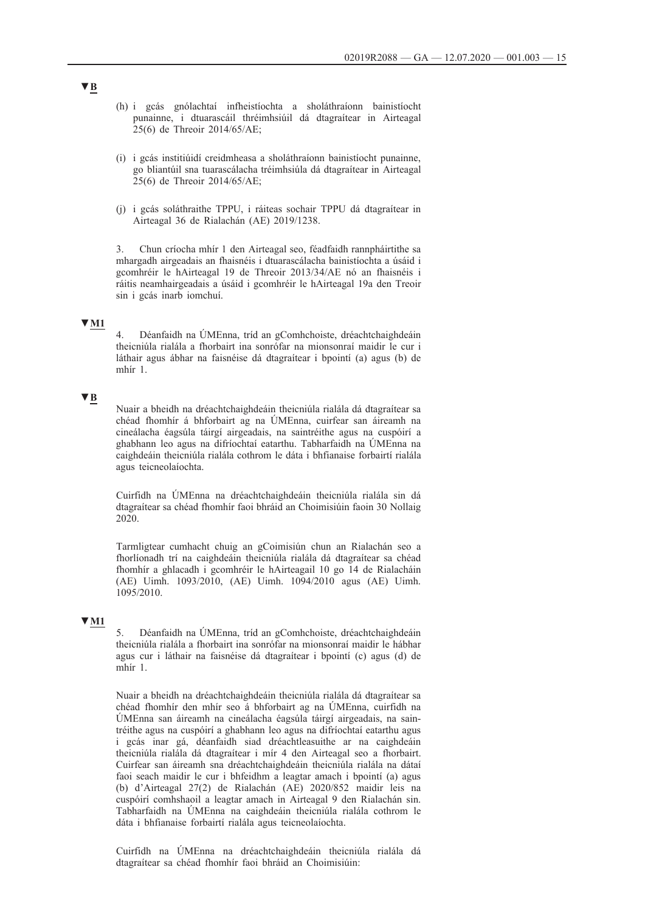▼B

(h) i gcás gnólachtaí infheistíochta a sholáthraíonn bainistíocht punainne, i dtuarascáil thréimhsiúil dá dtagraítear in Airteagal 25(6) de Threoir 2014/65/AE;

(i) i gcás institiúidí creidmheasa a sholáthraíonn bainistíocht punainne, go bliantúil sna tuarascálacha tréimhsiúla dá dtagraítear in Airteagal 25(6) de Threoir 2014/65/AE;

(j) i gcás soláthraithe TPPU, i ráiteas sochair TPPU dá dtagraítear in Airteagal 36 de Rialachán (AE) 2019/1238.

3. Chun críocha mhír 1 den Airteagal seo, féadfaidh rannpháirtithe sa mhargadh airgeadais an fhaisnéis i dtuarascálacha bainistíochta a úsáid i gcomhréir le hAirteagal 19 de Threoir 2013/34/AE nó an fhaisnéis i ráitis neamhairgeadais a úsáid i gcomhréir le hAirteagal 19a den Treoir sin i gcás inarb iomchuí.

▼M1

4. Déanfaidh na ÚMEnna, tríd an gComhchoiste, dréachtchaighdeáin theicniúla rialála a fhorbairt ina sonrófar na mionsonraí maidir le cur i láthair agus ábhar na faisnéise dá dtagraítear i bpointí (a) agus (b) de mhír 1.

▼B

Nuair a bheidh na dréachtchaighdeáin theicniúla rialála dá dtagraítear sa chéad fhomhír á bhforbairt ag na ÚMEnna, cuirfear san áireamh na cineálacha éagsúla táirgí airgeadais, na saintréithe agus na cuspóirí a ghabhann leo agus na difríochtaí eatarthu. Tabharfaidh na ÚMEnna na caighdeáin theicniúla rialála cothrom le dáta i bhfianaise forbairtí rialála agus teicneolaíochta.

Cuirfidh na ÚMEnna na dréachtchaighdeáin theicniúla rialála sin dá dtagraítear sa chéad fhomhír faoi bhráid an Choimisiúin faoin 30 Nollaig 2020.

Tarmligtear cumhacht chuig an gCoimisiún chun an Rialachán seo a fhorlíonadh trí na caighdeáin theicniúla rialála dá dtagraítear sa chéad fhomhír a ghlacadh i gcomhréir le hAirteagail 10 go 14 de Rialacháin (AE) Uimh. 1093/2010, (AE) Uimh. 1094/2010 agus (AE) Uimh. 1095/2010.

▼M1

5. Déanfaidh na ÚMEnna, tríd an gComhchoiste, dréachtchaighdeáin theicniúla rialála a fhorbairt ina sonrófar na mionsonraí maidir le hábhar agus cur i láthair na faisnéise dá dtagraítear i bpointí (c) agus (d) de mhír 1.

Nuair a bheidh na dréachtchaighdeáin theicniúla rialála dá dtagraítear sa chéad fhomhír den mhír seo á bhforbairt ag na ÚMEnna, cuirfidh na ÚMEnna san áireamh na cineálacha éagsúla táirgí airgeadais, na saintréithe agus na cuspóirí a ghabhann leo agus na difríochtaí eatarthu agus i gcás inar gá, déanfaidh siad dréachtleasuithe ar na caighdeáin theicniúla rialála dá dtagraítear i mír 4 den Airteagal seo a fhorbairt. Cuirfear san áireamh sna dréachtchaighdeáin theicniúla rialála na dátaí faoi seach maidir le cur i bhfeidhm a leagtar amach i bpointí (a) agus (b) d'Airteagal 27(2) de Rialachán (AE) 2020/852 maidir leis na cuspóirí comhshaoil a leagtar amach in Airteagal 9 den Rialachán sin. Tabharfaidh na ÚMEnna na caighdeáin theicniúla rialála cothrom le dáta i bhfianaise forbairtí rialála agus teicneolaíochta.

Cuirfidh na ÚMEnna na dréachtchaighdeáin theicniúla rialála dá dtagraítear sa chéad fhomhír faoi bhráid an Choimisiúin: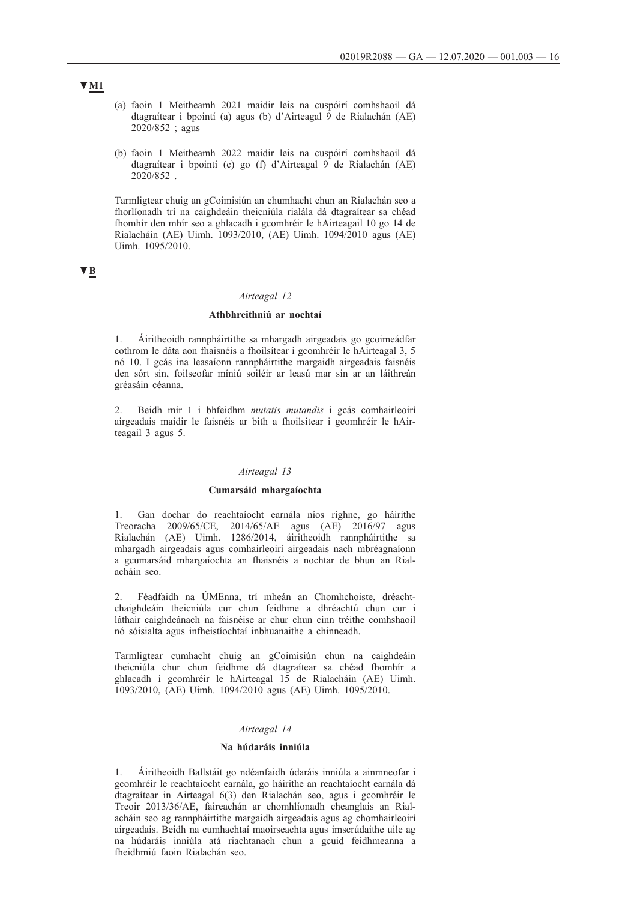▼M1

(a) faoin 1 Meitheamh 2021 maidir leis na cuspóirí comhshaoil dá dtagraítear i bpointí (a) agus (b) d'Airteagal 9 de Rialachán (AE) 2020/852 ; agus

(b) faoin 1 Meitheamh 2022 maidir leis na cuspóirí comhshaoil dá dtagraítear i bpointí (c) go (f) d'Airteagal 9 de Rialachán (AE) 2020/852 .

Tarmligtear chuig an gCoimisiún an chumhacht chun an Rialachán seo a fhorlíonadh trí na caighdeáin theicniúla rialála dá dtagraítear sa chéad fhomhír den mhír seo a ghlacadh i gcomhréir le hAirteagail 10 go 14 de Rialacháin (AE) Uimh. 1093/2010, (AE) Uimh. 1094/2010 agus (AE) Uimh. 1095/2010.

▼B

*Airteagal 12*

**Athbhreithniú ar nochtaí**

1. Áiritheoidh rannpháirtithe sa mhargadh airgeadais go gcoimeádfar cothrom le dáta aon fhaisnéis a fhoilsítear i gcomhréir le hAirteagal 3, 5 nó 10. I gcás ina leasaíonn rannpháirtithe margaidh airgeadais faisnéis den sórt sin, foilseofar míniú soiléir ar leasú mar sin ar an láithreán gréasáin céanna.

2. Beidh mír 1 i bhfeidhm *mutatis mutandis* i gcás comhairleoirí airgeadais maidir le faisnéis ar bith a fhoilsítear i gcomhréir le hAirteagail 3 agus 5.

*Airteagal 13*

**Cumarsáid mhargaíochta**

1. Gan dochar do reachtaíocht earnála níos righne, go háirithe Treoracha 2009/65/CE, 2014/65/AE agus (AE) 2016/97 agus Rialachán (AE) Uimh. 1286/2014, áiritheoidh rannpháirtithe sa mhargadh airgeadais agus comhairleoirí airgeadais nach mbréagnaíonn a gcumarsáid mhargaíochta an fhaisnéis a nochtar de bhun an Rialacháin seo.

2. Féadfaidh na ÚMEnna, trí mheán an Chomhchoiste, dréachtchaighdeáin theicniúla cur chun feidhme a dhréachtú chun cur i láthair caighdeánach na faisnéise ar chur chun cinn tréithe comhshaoil nó sóisialta agus infheistíochtaí inbhuanaithe a chinneadh.

Tarmligtear cumhacht chuig an gCoimisiún chun na caighdeáin theicniúla chur chun feidhme dá dtagraítear sa chéad fhomhír a ghlacadh i gcomhréir le hAirteagal 15 de Rialacháin (AE) Uimh. 1093/2010, (AE) Uimh. 1094/2010 agus (AE) Uimh. 1095/2010.

*Airteagal 14*

**Na húdaráis inniúla**

1. Áiritheoidh Ballstáit go ndéanfaidh údaráis inniúla a ainmneofar i gcomhréir le reachtaíocht earnála, go háirithe an reachtaíocht earnála dá dtagraítear in Airteagal 6(3) den Rialachán seo, agus i gcomhréir le Treoir 2013/36/AE, faireachán ar chomhlíonadh cheanglais an Rialacháin seo ag rannpháirtithe margaidh airgeadais agus ag chomhairleoirí airgeadais. Beidh na cumhachtaí maoirseachta agus imscrúdaithe uile ag na húdaráis inniúla atá riachtanach chun a gcuid feidhmeanna a fheidhmiú faoin Rialachán seo.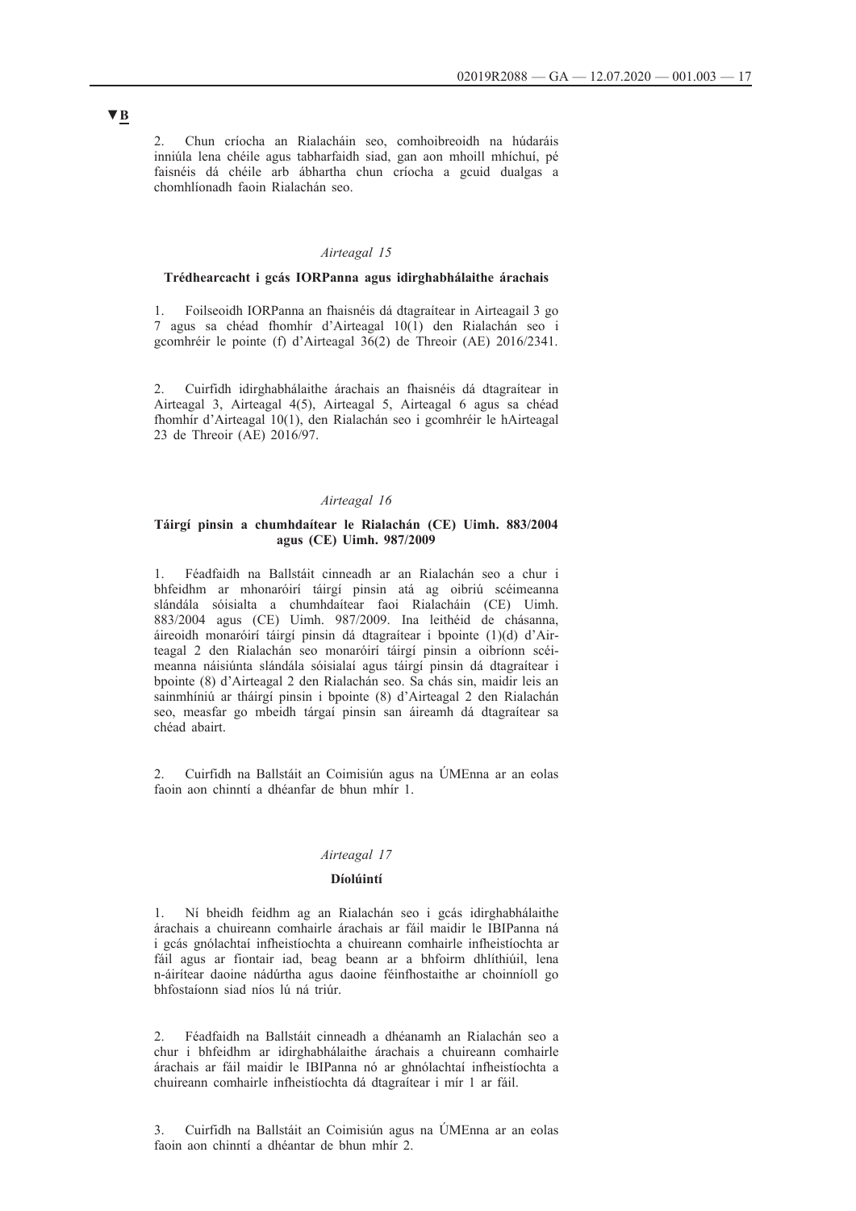▼B

2. Chun críocha an Rialacháin seo, comhoibreoidh na húdaráis inniúla lena chéile agus tabharfaidh siad, gan aon mhoill mhíchuí, pé faisnéis dá chéile arb ábhartha chun críocha a gcuid dualgas a chomhlíonadh faoin Rialachán seo.

*Airteagal 15*

**Trédhearcacht i gcás IORPanna agus idirghabhálaithe árachais**

1. Foilseoidh IORPanna an fhaisnéis dá dtagraítear in Airteagail 3 go 7 agus sa chéad fhomhír d'Airteagal 10(1) den Rialachán seo i gcomhréir le pointe (f) d'Airteagal 36(2) de Threoir (AE) 2016/2341.

2. Cuirfidh idirghabhálaithe árachais an fhaisnéis dá dtagraítear in Airteagal 3, Airteagal 4(5), Airteagal 5, Airteagal 6 agus sa chéad fhomhír d'Airteagal 10(1), den Rialachán seo i gcomhréir le hAirteagal 23 de Threoir (AE) 2016/97.

*Airteagal 16*

**Táirgí pinsin a chumhdaítear le Rialachán (CE) Uimh. 883/2004 agus (CE) Uimh. 987/2009**

1. Féadfaidh na Ballstáit cinneadh ar an Rialachán seo a chur i bhfeidhm ar mhonaróirí táirgí pinsin atá ag oibriú scéimeanna slándála sóisialta a chumhdaítear faoi Rialacháin (CE) Uimh. 883/2004 agus (CE) Uimh. 987/2009. Ina leithéid de chásanna, áireoidh monaróirí táirgí pinsin dá dtagraítear i bpointe (1)(d) d'Airteagal 2 den Rialachán seo monaróirí táirgí pinsin a oibríonn scéimeanna náisiúnta slándála sóisialaí agus táirgí pinsin dá dtagraítear i bpointe (8) d'Airteagal 2 den Rialachán seo. Sa chás sin, maidir leis an sainmhíniú ar tháirgí pinsin i bpointe (8) d'Airteagal 2 den Rialachán seo, measfar go mbeidh tárgaí pinsin san áireamh dá dtagraítear sa chéad abairt.

2. Cuirfidh na Ballstáit an Coimisiún agus na ÚMEnna ar an eolas faoin aon chinntí a dhéanfar de bhun mhír 1.

*Airteagal 17*

**Díolúintí**

1. Ní bheidh feidhm ag an Rialachán seo i gcás idirghabhálaithe árachais a chuireann comhairle árachais ar fáil maidir le IBIPanna ná i gcás gnólachtaí infheistíochta a chuireann comhairle infheistíochta ar fáil agus ar fiontair iad, beag beann ar a bhfoirm dhlíthiúil, lena n-áirítear daoine nádúrtha agus daoine féinfhostaithe ar choinníoll go bhfostaíonn siad níos lú ná triúr.

2. Féadfaidh na Ballstáit cinneadh a dhéanamh an Rialachán seo a chur i bhfeidhm ar idirghabhálaithe árachais a chuireann comhairle árachais ar fáil maidir le IBIPanna nó ar ghnólachtaí infheistíochta a chuireann comhairle infheistíochta dá dtagraítear i mír 1 ar fáil.

3. Cuirfidh na Ballstáit an Coimisiún agus na ÚMEnna ar an eolas faoin aon chinntí a dhéantar de bhun mhír 2.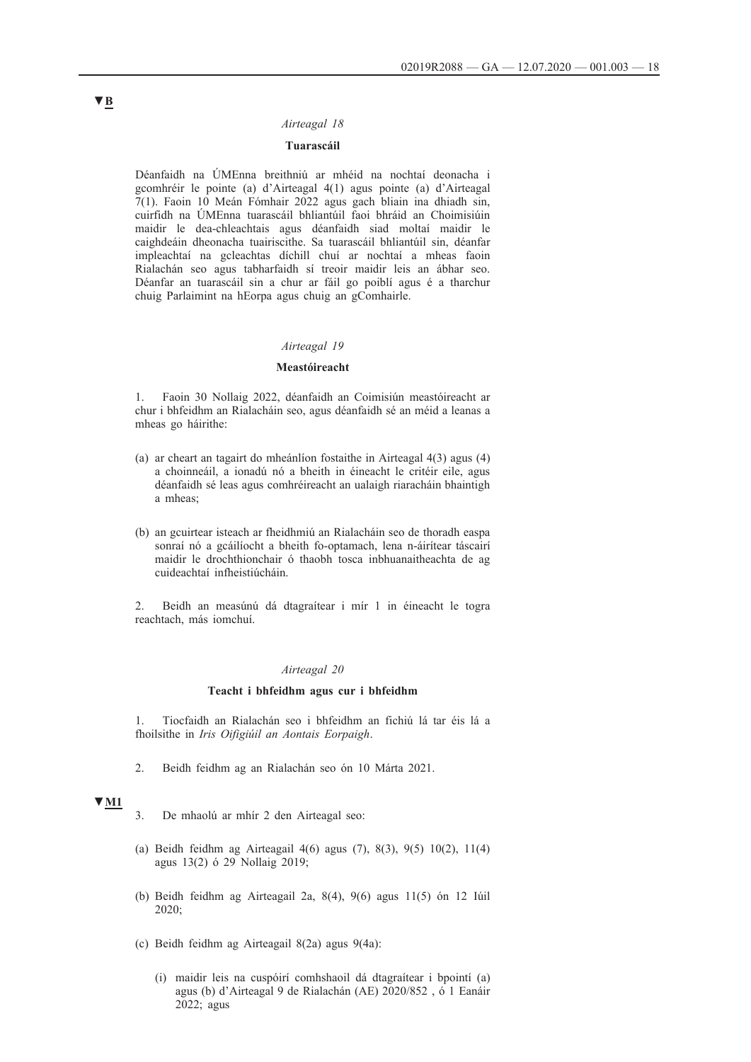▼B

*Airteagal 18*

**Tuarascáil**

Déanfaidh na ÚMEnna breithniú ar mhéid na nochtaí deonacha i gcomhréir le pointe (a) d'Airteagal 4(1) agus pointe (a) d'Airteagal 7(1). Faoin 10 Meán Fómhair 2022 agus gach bliain ina dhiadh sin, cuirfidh na ÚMEnna tuarascáil bhliantúil faoi bhráid an Choimisiúin maidir le dea-chleachtais agus déanfaidh siad moltaí maidir le caighdeáin dheonacha tuairiscithe. Sa tuarascáil bhliantúil sin, déanfar impleachtaí na gcleachtas díchill chuí ar nochtaí a mheas faoin Rialachán seo agus tabharfaidh sí treoir maidir leis an ábhar seo. Déanfar an tuarascáil sin a chur ar fáil go poiblí agus é a tharchur chuig Parlaimint na hEorpa agus chuig an gComhairle.

*Airteagal 19*

**Meastóireacht**

1. Faoin 30 Nollaig 2022, déanfaidh an Coimisiún meastóireacht ar chur i bhfeidhm an Rialacháin seo, agus déanfaidh sé an méid a leanas a mheas go háirithe:

(a) ar cheart an tagairt do mheánlíon fostaithe in Airteagal 4(3) agus (4) a choinneáil, a ionadú nó a bheith in éineacht le critéir eile, agus déanfaidh sé leas agus comhréireacht an ualaigh riaracháin bhaintigh a mheas;

(b) an gcuirtear isteach ar fheidhmiú an Rialacháin seo de thoradh easpa sonraí nó a gcáilíocht a bheith fo-optamach, lena n-áirítear táscairí maidir le drochthionchair ó thaobh tosca inbhuanaitheachta de ag cuideachtaí infheistiúcháin.

2. Beidh an measúnú dá dtagraítear i mír 1 in éineacht le togra reachtach, más iomchuí.

*Airteagal 20*

**Teacht i bhfeidhm agus cur i bhfeidhm**

1. Tiocfaidh an Rialachán seo i bhfeidhm an fichiú lá tar éis lá a fhoilsithe in *Iris Oifigiúil an Aontais Eorpaigh*.

2. Beidh feidhm ag an Rialachán seo ón 10 Márta 2021.

▼M1

3. De mhaolú ar mhír 2 den Airteagal seo:

(a) Beidh feidhm ag Airteagail 4(6) agus (7), 8(3), 9(5) 10(2), 11(4) agus 13(2) ó 29 Nollaig 2019;

(b) Beidh feidhm ag Airteagail 2a, 8(4), 9(6) agus 11(5) ón 12 Iúil 2020;

(c) Beidh feidhm ag Airteagail 8(2a) agus 9(4a):

(i) maidir leis na cuspóirí comhshaoil dá dtagraítear i bpointí (a) agus (b) d'Airteagal 9 de Rialachán (AE) 2020/852 , ó 1 Eanáir 2022; agus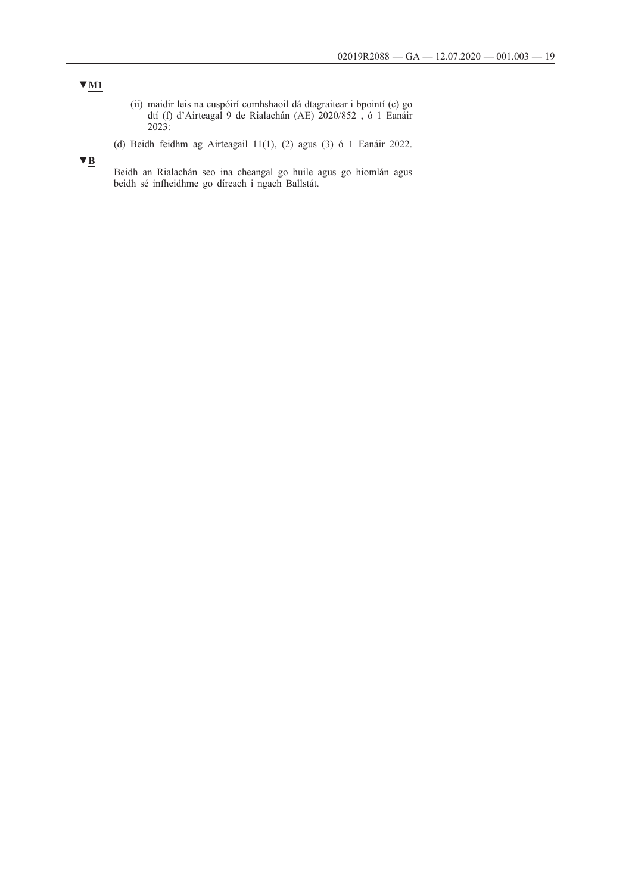▼**M1**

(ii) maidir leis na cuspóirí comhshaoil dá dtagraítear i bpointí (c) go dtí (f) d'Airteagal 9 de Rialachán (AE) 2020/852 , ó 1 Eanáir 2023:

(d) Beidh feidhm ag Airteagail 11(1), (2) agus (3) ó 1 Eanáir 2022.

▼**B**

Beidh an Rialachán seo ina cheangal go huile agus go hiomlán agus beidh sé infheidhme go díreach i ngach Ballstát.